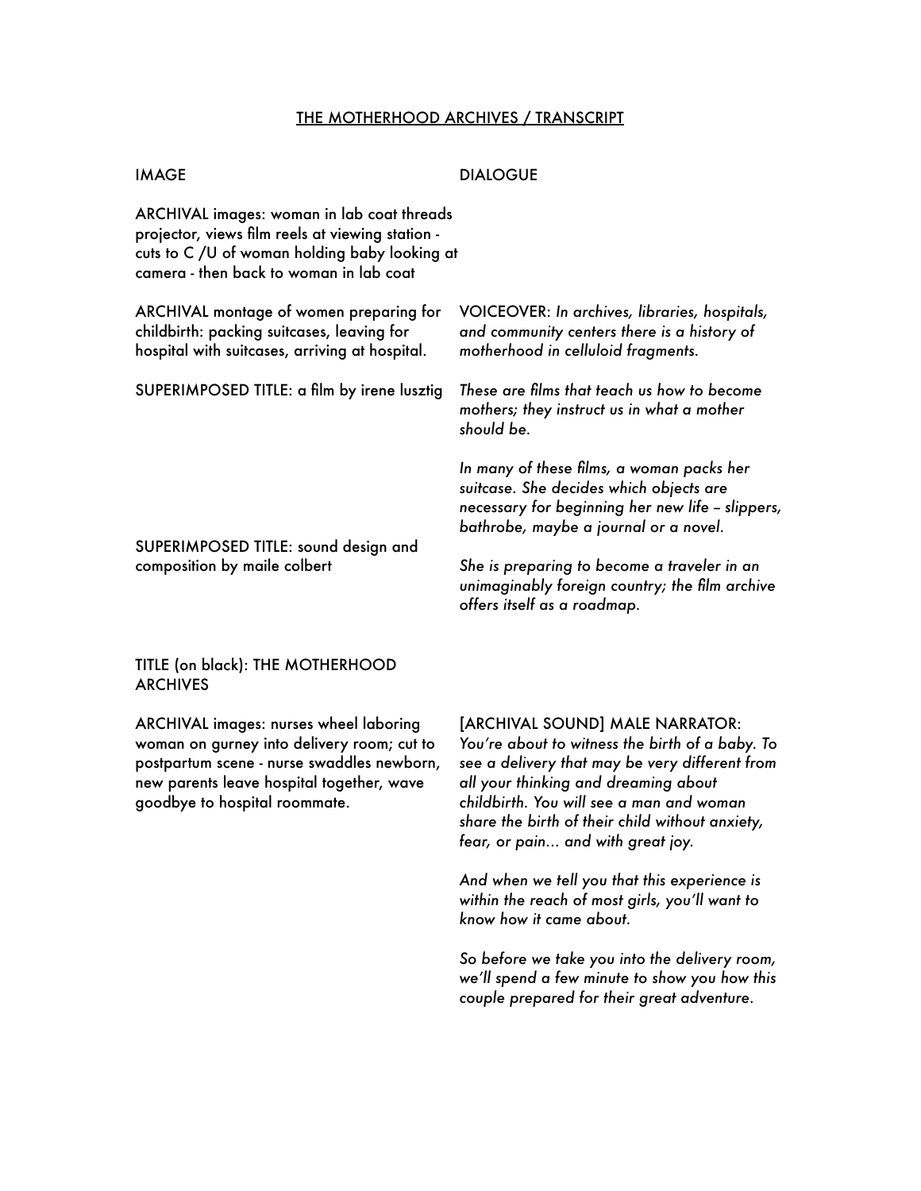# THE MOTHERHOOD ARCHIVES / TRANSCRIPT

| IMAGE | DIALOGUE |
| --- | --- |
| ARCHIVAL images: woman in lab coat threads projector, views film reels at viewing station - cuts to C /U of woman holding baby looking at camera - then back to woman in lab coat | |
| ARCHIVAL montage of women preparing for childbirth: packing suitcases, leaving for hospital with suitcases, arriving at hospital. | VOICEOVER: *In archives, libraries, hospitals, and community centers there is a history of motherhood in celluloid fragments.* |
| SUPERIMPOSED TITLE: a film by irene lusztig | *These are films that teach us how to become mothers; they instruct us in what a mother should be.*<br><br>*In many of these films, a woman packs her suitcase. She decides which objects are necessary for beginning her new life – slippers, bathrobe, maybe a journal or a novel.* |
| SUPERIMPOSED TITLE: sound design and composition by maile colbert | *She is preparing to become a traveler in an unimaginably foreign country; the film archive offers itself as a roadmap.* |
| TITLE (on black): THE MOTHERHOOD ARCHIVES | |
| ARCHIVAL images: nurses wheel laboring woman on gurney into delivery room; cut to postpartum scene - nurse swaddles newborn, new parents leave hospital together, wave goodbye to hospital roommate. | [ARCHIVAL SOUND] MALE NARRATOR: *You're about to witness the birth of a baby. To see a delivery that may be very different from all your thinking and dreaming about childbirth. You will see a man and woman share the birth of their child without anxiety, fear, or pain... and with great joy.*<br><br>*And when we tell you that this experience is within the reach of most girls, you'll want to know how it came about.*<br><br>*So before we take you into the delivery room, we'll spend a few minute to show you how this couple prepared for their great adventure.* |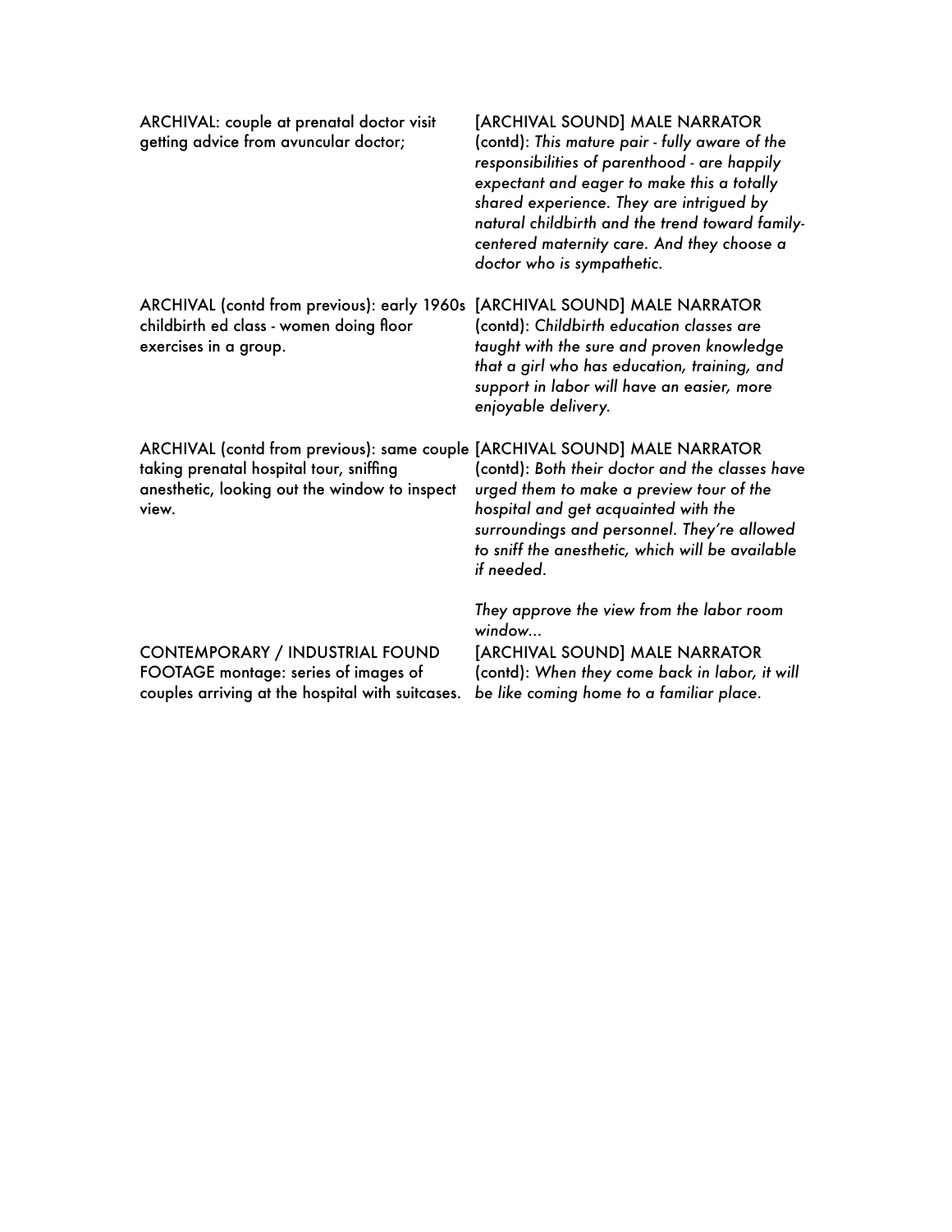| | |
|---|---|
| ARCHIVAL: couple at prenatal doctor visit getting advice from avuncular doctor; | [ARCHIVAL SOUND] MALE NARRATOR (contd): *This mature pair - fully aware of the responsibilities of parenthood - are happily expectant and eager to make this a totally shared experience. They are intrigued by natural childbirth and the trend toward family-centered maternity care. And they choose a doctor who is sympathetic.* |
| ARCHIVAL (contd from previous): early 1960s childbirth ed class - women doing floor exercises in a group. | [ARCHIVAL SOUND] MALE NARRATOR (contd): *Childbirth education classes are taught with the sure and proven knowledge that a girl who has education, training, and support in labor will have an easier, more enjoyable delivery.* |
| ARCHIVAL (contd from previous): same couple taking prenatal hospital tour, sniffing anesthetic, looking out the window to inspect view. | [ARCHIVAL SOUND] MALE NARRATOR (contd): *Both their doctor and the classes have urged them to make a preview tour of the hospital and get acquainted with the surroundings and personnel. They're allowed to sniff the anesthetic, which will be available if needed.*<br><br>*They approve the view from the labor room window...* |
| CONTEMPORARY / INDUSTRIAL FOUND FOOTAGE montage: series of images of couples arriving at the hospital with suitcases. | [ARCHIVAL SOUND] MALE NARRATOR (contd): *When they come back in labor, it will be like coming home to a familiar place.* |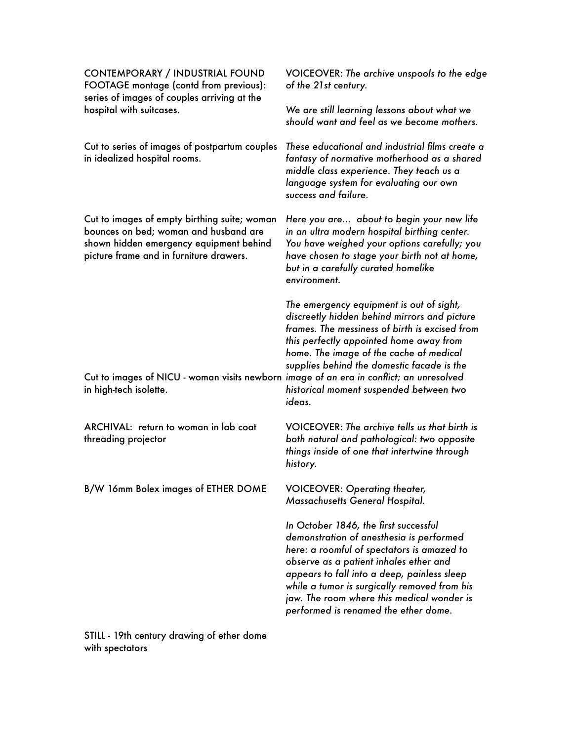| | |
|---|---|
| CONTEMPORARY / INDUSTRIAL FOUND FOOTAGE montage (contd from previous): series of images of couples arriving at the hospital with suitcases. | VOICEOVER: *The archive unspools to the edge of the 21st century.*<br><br>*We are still learning lessons about what we should want and feel as we become mothers.* |
| Cut to series of images of postpartum couples in idealized hospital rooms. | *These educational and industrial films create a fantasy of normative motherhood as a shared middle class experience. They teach us a language system for evaluating our own success and failure.* |
| Cut to images of empty birthing suite; woman bounces on bed; woman and husband are shown hidden emergency equipment behind picture frame and in furniture drawers. | *Here you are... about to begin your new life in an ultra modern hospital birthing center. You have weighed your options carefully; you have chosen to stage your birth not at home, but in a carefully curated homelike environment.* |
| Cut to images of NICU - woman visits newborn in high-tech isolette. | *The emergency equipment is out of sight, discreetly hidden behind mirrors and picture frames. The messiness of birth is excised from this perfectly appointed home away from home. The image of the cache of medical supplies behind the domestic facade is the image of an era in conflict; an unresolved historical moment suspended between two ideas.* |
| ARCHIVAL: return to woman in lab coat threading projector | VOICEOVER: *The archive tells us that birth is both natural and pathological: two opposite things inside of one that intertwine through history.* |
| B/W 16mm Bolex images of ETHER DOME | VOICEOVER: *Operating theater, Massachusetts General Hospital.*<br><br>*In October 1846, the first successful demonstration of anesthesia is performed here: a roomful of spectators is amazed to observe as a patient inhales ether and appears to fall into a deep, painless sleep while a tumor is surgically removed from his jaw. The room where this medical wonder is performed is renamed the ether dome.* |
| STILL - 19th century drawing of ether dome with spectators | |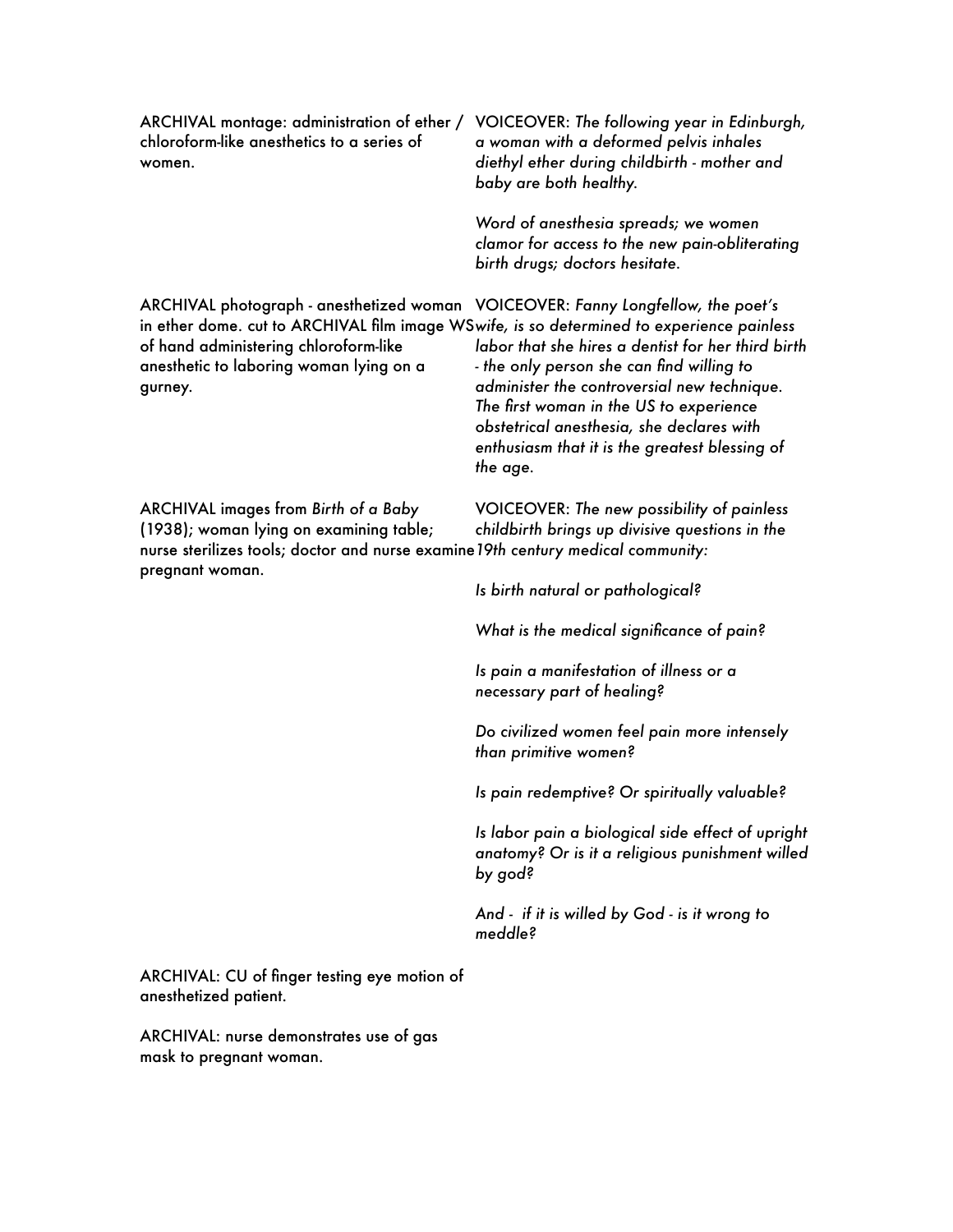| | |
|---|---|
| ARCHIVAL montage: administration of ether / chloroform-like anesthetics to a series of women. | VOICEOVER: *The following year in Edinburgh, a woman with a deformed pelvis inhales diethyl ether during childbirth - mother and baby are both healthy.*<br><br>*Word of anesthesia spreads; we women clamor for access to the new pain-obliterating birth drugs; doctors hesitate.* |
| ARCHIVAL photograph - anesthetized woman in ether dome. cut to ARCHIVAL film image WS of hand administering chloroform-like anesthetic to laboring woman lying on a gurney. | VOICEOVER: *Fanny Longfellow, the poet's wife, is so determined to experience painless labor that she hires a dentist for her third birth - the only person she can find willing to administer the controversial new technique. The first woman in the US to experience obstetrical anesthesia, she declares with enthusiasm that it is the greatest blessing of the age.* |
| ARCHIVAL images from *Birth of a Baby* (1938); woman lying on examining table; nurse sterilizes tools; doctor and nurse examine pregnant woman. | VOICEOVER: *The new possibility of painless childbirth brings up divisive questions in the 19th century medical community:*<br><br>*Is birth natural or pathological?*<br><br>*What is the medical significance of pain?*<br><br>*Is pain a manifestation of illness or a necessary part of healing?*<br><br>*Do civilized women feel pain more intensely than primitive women?*<br><br>*Is pain redemptive? Or spiritually valuable?*<br><br>*Is labor pain a biological side effect of upright anatomy? Or is it a religious punishment willed by god?*<br><br>*And - if it is willed by God - is it wrong to meddle?* |
| ARCHIVAL: CU of finger testing eye motion of anesthetized patient. | |
| ARCHIVAL: nurse demonstrates use of gas mask to pregnant woman. | |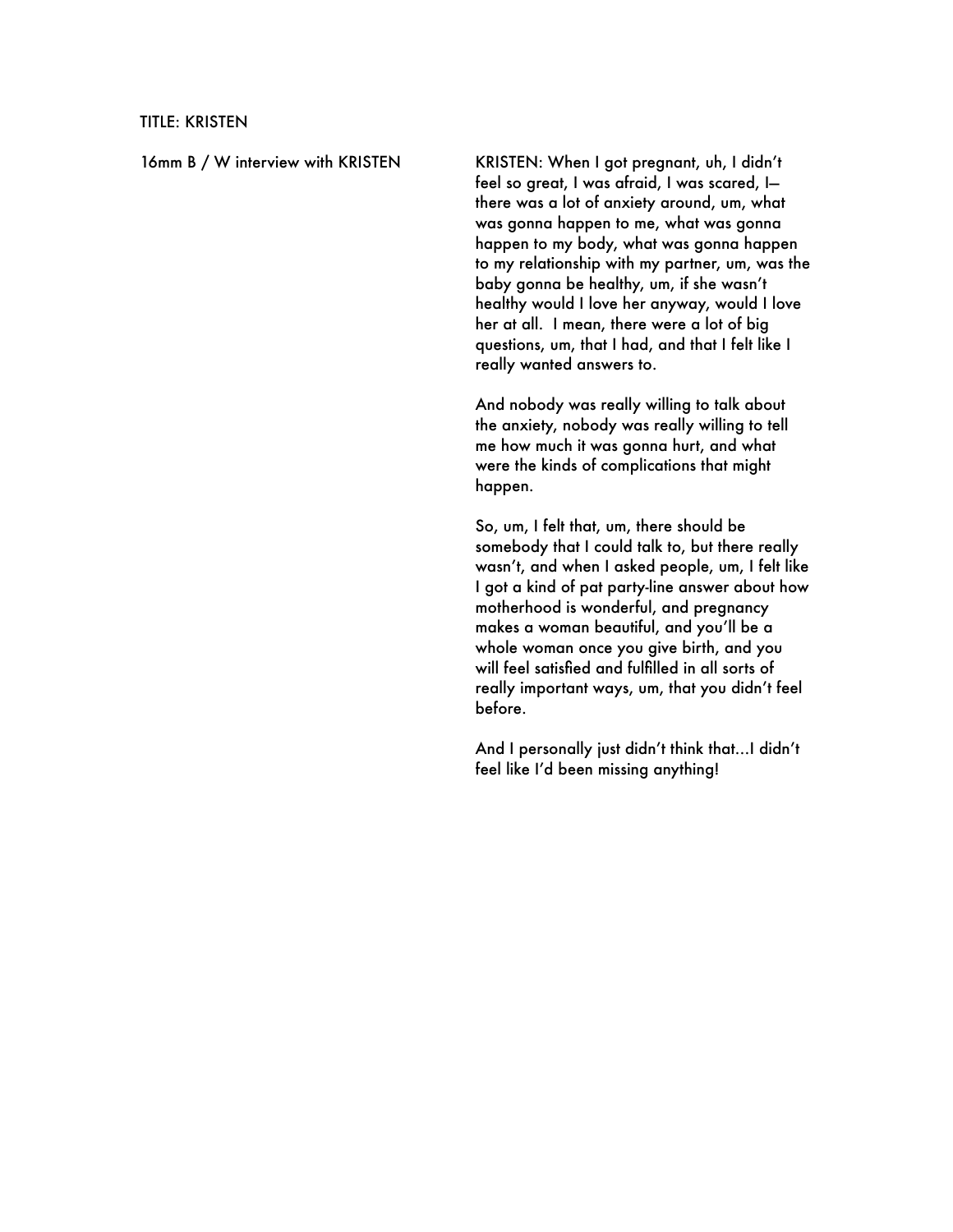TITLE: KRISTEN

| | |
|---|---|
| 16mm B / W interview with KRISTEN | KRISTEN: When I got pregnant, uh, I didn't feel so great, I was afraid, I was scared, I— there was a lot of anxiety around, um, what was gonna happen to me, what was gonna happen to my body, what was gonna happen to my relationship with my partner, um, was the baby gonna be healthy, um, if she wasn't healthy would I love her anyway, would I love her at all. I mean, there were a lot of big questions, um, that I had, and that I felt like I really wanted answers to. |

And nobody was really willing to talk about the anxiety, nobody was really willing to tell me how much it was gonna hurt, and what were the kinds of complications that might happen.

So, um, I felt that, um, there should be somebody that I could talk to, but there really wasn't, and when I asked people, um, I felt like I got a kind of pat party-line answer about how motherhood is wonderful, and pregnancy makes a woman beautiful, and you'll be a whole woman once you give birth, and you will feel satisfied and fulfilled in all sorts of really important ways, um, that you didn't feel before.

And I personally just didn't think that…I didn't feel like I'd been missing anything!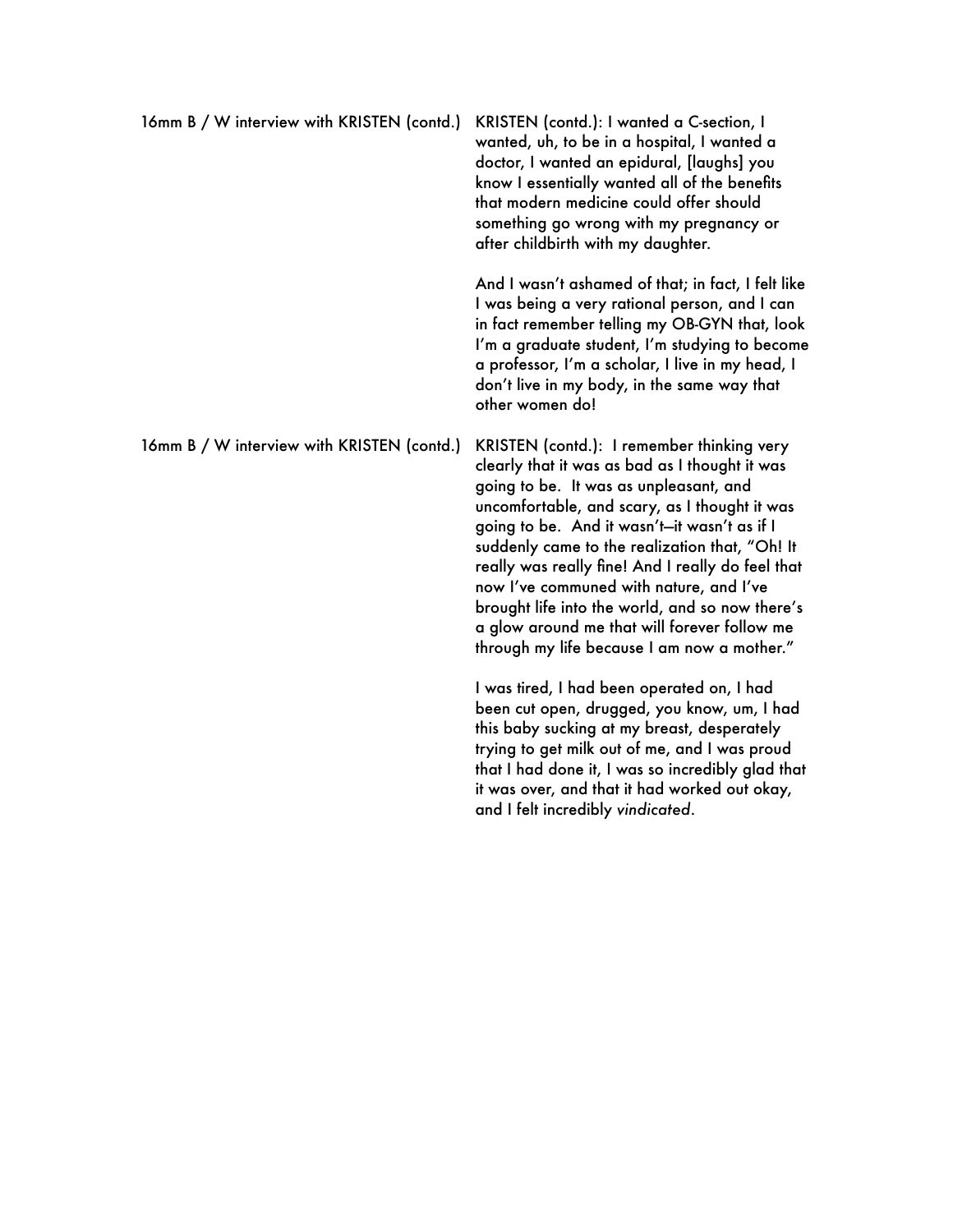| | |
|---|---|
| 16mm B / W interview with KRISTEN (contd.) | KRISTEN (contd.): I wanted a C-section, I wanted, uh, to be in a hospital, I wanted a doctor, I wanted an epidural, [laughs] you know I essentially wanted all of the benefits that modern medicine could offer should something go wrong with my pregnancy or after childbirth with my daughter.<br><br>And I wasn't ashamed of that; in fact, I felt like I was being a very rational person, and I can in fact remember telling my OB-GYN that, look I'm a graduate student, I'm studying to become a professor, I'm a scholar, I live in my head, I don't live in my body, in the same way that other women do! |
| 16mm B / W interview with KRISTEN (contd.) | KRISTEN (contd.): I remember thinking very clearly that it was as bad as I thought it was going to be. It was as unpleasant, and uncomfortable, and scary, as I thought it was going to be. And it wasn't—it wasn't as if I suddenly came to the realization that, "Oh! It really was really fine! And I really do feel that now I've communed with nature, and I've brought life into the world, and so now there's a glow around me that will forever follow me through my life because I am now a mother."<br><br>I was tired, I had been operated on, I had been cut open, drugged, you know, um, I had this baby sucking at my breast, desperately trying to get milk out of me, and I was proud that I had done it, I was so incredibly glad that it was over, and that it had worked out okay, and I felt incredibly *vindicated*. |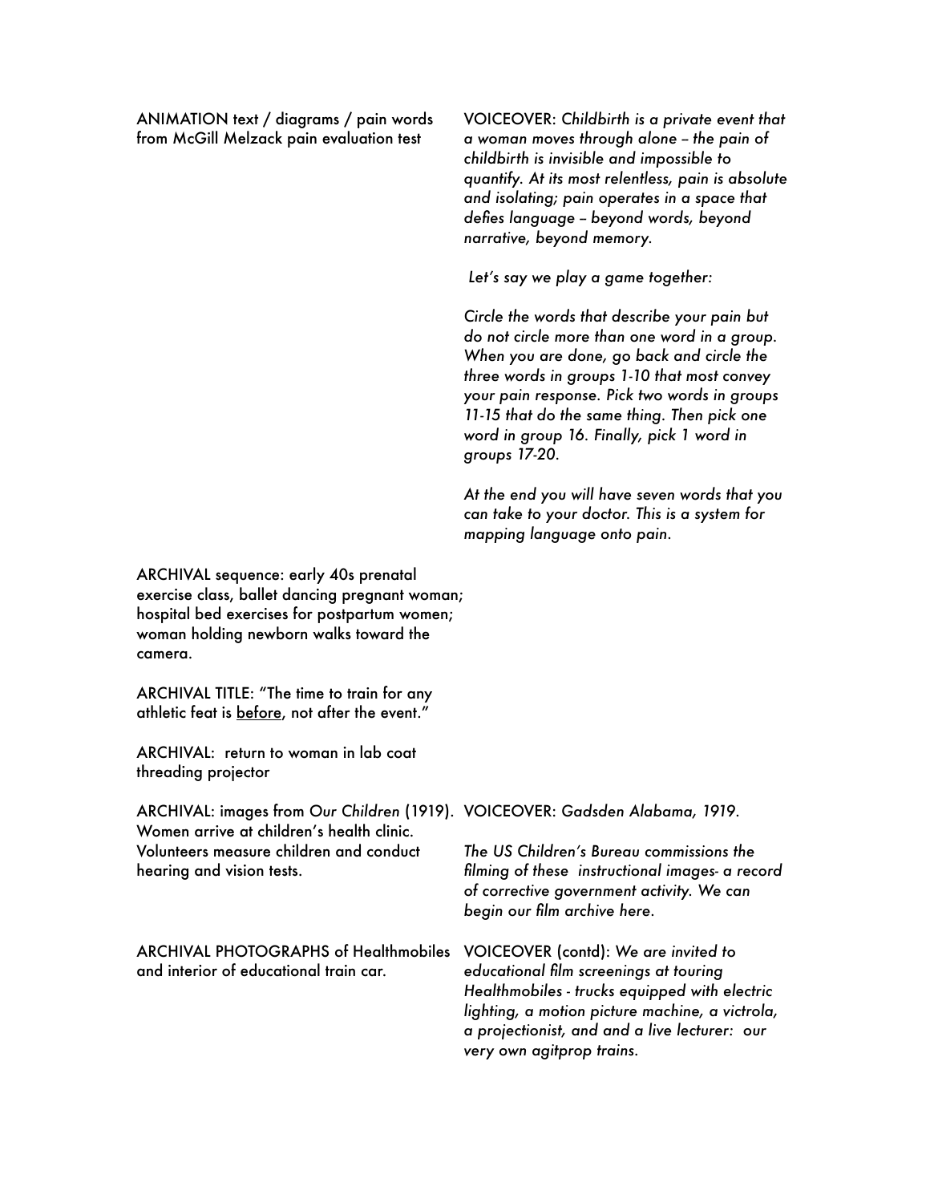| | |
|---|---|
| ANIMATION text / diagrams / pain words from McGill Melzack pain evaluation test | VOICEOVER: *Childbirth is a private event that a woman moves through alone – the pain of childbirth is invisible and impossible to quantify. At its most relentless, pain is absolute and isolating; pain operates in a space that defies language – beyond words, beyond narrative, beyond memory.*<br><br>*Let's say we play a game together:*<br><br>*Circle the words that describe your pain but do not circle more than one word in a group. When you are done, go back and circle the three words in groups 1-10 that most convey your pain response. Pick two words in groups 11-15 that do the same thing. Then pick one word in group 16. Finally, pick 1 word in groups 17-20.*<br><br>*At the end you will have seven words that you can take to your doctor. This is a system for mapping language onto pain.* |
| ARCHIVAL sequence: early 40s prenatal exercise class, ballet dancing pregnant woman; hospital bed exercises for postpartum women; woman holding newborn walks toward the camera. | |
| ARCHIVAL TITLE: "The time to train for any athletic feat is <u>before</u>, not after the event." | |
| ARCHIVAL: return to woman in lab coat threading projector | |
| ARCHIVAL: images from *Our Children* (1919). Women arrive at children's health clinic. Volunteers measure children and conduct hearing and vision tests. | VOICEOVER: *Gadsden Alabama, 1919.*<br><br>*The US Children's Bureau commissions the filming of these instructional images- a record of corrective government activity. We can begin our film archive here.* |
| ARCHIVAL PHOTOGRAPHS of Healthmobiles and interior of educational train car. | VOICEOVER (contd): *We are invited to educational film screenings at touring Healthmobiles - trucks equipped with electric lighting, a motion picture machine, a victrola, a projectionist, and and a live lecturer: our very own agitprop trains.* |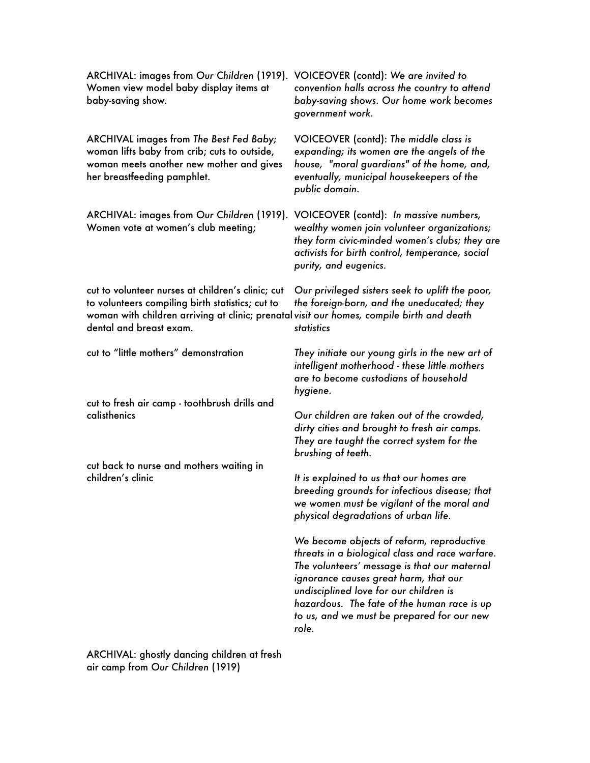| | |
|---|---|
| ARCHIVAL: images from *Our Children* (1919). Women view model baby display items at baby-saving show. | VOICEOVER (contd): *We are invited to convention halls across the country to attend baby-saving shows. Our home work becomes government work.* |
| ARCHIVAL images from *The Best Fed Baby;* woman lifts baby from crib; cuts to outside, woman meets another new mother and gives her breastfeeding pamphlet. | VOICEOVER (contd): *The middle class is expanding; its women are the angels of the house, "moral guardians" of the home, and, eventually, municipal housekeepers of the public domain.* |
| ARCHIVAL: images from *Our Children* (1919). Women vote at women's club meeting; | VOICEOVER (contd): *In massive numbers, wealthy women join volunteer organizations; they form civic-minded women's clubs; they are activists for birth control, temperance, social purity, and eugenics.* |
| cut to volunteer nurses at children's clinic; cut to volunteers compiling birth statistics; cut to woman with children arriving at clinic; prenatal dental and breast exam. | *Our privileged sisters seek to uplift the poor, the foreign-born, and the uneducated; they visit our homes, compile birth and death statistics* |
| cut to "little mothers" demonstration | *They initiate our young girls in the new art of intelligent motherhood - these little mothers are to become custodians of household hygiene.* |
| cut to fresh air camp - toothbrush drills and calisthenics | *Our children are taken out of the crowded, dirty cities and brought to fresh air camps. They are taught the correct system for the brushing of teeth.* |
| cut back to nurse and mothers waiting in children's clinic | *It is explained to us that our homes are breeding grounds for infectious disease; that we women must be vigilant of the moral and physical degradations of urban life.*<br><br>*We become objects of reform, reproductive threats in a biological class and race warfare. The volunteers' message is that our maternal ignorance causes great harm, that our undisciplined love for our children is hazardous. The fate of the human race is up to us, and we must be prepared for our new role.* |
| ARCHIVAL: ghostly dancing children at fresh air camp from *Our Children* (1919) | |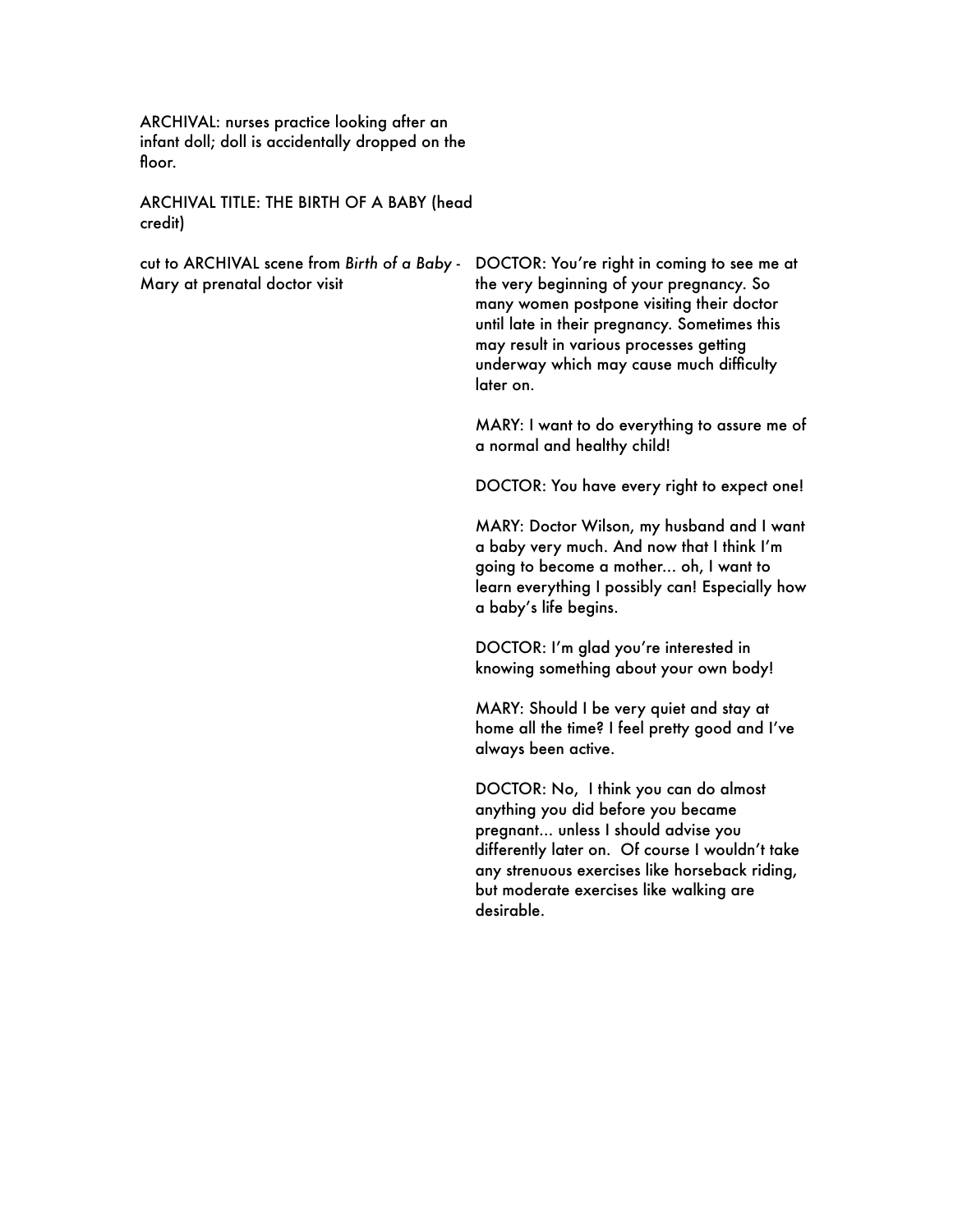ARCHIVAL: nurses practice looking after an infant doll; doll is accidentally dropped on the floor.

ARCHIVAL TITLE: THE BIRTH OF A BABY (head credit)

| | |
|---|---|
| cut to ARCHIVAL scene from *Birth of a Baby* - Mary at prenatal doctor visit | DOCTOR: You're right in coming to see me at the very beginning of your pregnancy. So many women postpone visiting their doctor until late in their pregnancy. Sometimes this may result in various processes getting underway which may cause much difficulty later on.<br><br>MARY: I want to do everything to assure me of a normal and healthy child!<br><br>DOCTOR: You have every right to expect one!<br><br>MARY: Doctor Wilson, my husband and I want a baby very much. And now that I think I'm going to become a mother... oh, I want to learn everything I possibly can! Especially how a baby's life begins.<br><br>DOCTOR: I'm glad you're interested in knowing something about your own body!<br><br>MARY: Should I be very quiet and stay at home all the time? I feel pretty good and I've always been active.<br><br>DOCTOR: No, I think you can do almost anything you did before you became pregnant... unless I should advise you differently later on. Of course I wouldn't take any strenuous exercises like horseback riding, but moderate exercises like walking are desirable. |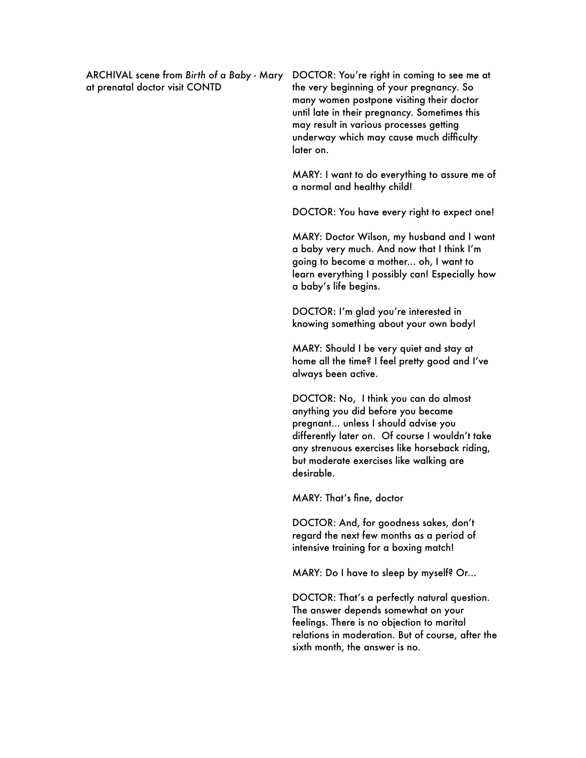ARCHIVAL scene from *Birth of a Baby* - Mary at prenatal doctor visit CONTD

DOCTOR: You're right in coming to see me at the very beginning of your pregnancy. So many women postpone visiting their doctor until late in their pregnancy. Sometimes this may result in various processes getting underway which may cause much difficulty later on.

MARY: I want to do everything to assure me of a normal and healthy child!

DOCTOR: You have every right to expect one!

MARY: Doctor Wilson, my husband and I want a baby very much. And now that I think I'm going to become a mother... oh, I want to learn everything I possibly can! Especially how a baby's life begins.

DOCTOR: I'm glad you're interested in knowing something about your own body!

MARY: Should I be very quiet and stay at home all the time? I feel pretty good and I've always been active.

DOCTOR: No, I think you can do almost anything you did before you became pregnant... unless I should advise you differently later on. Of course I wouldn't take any strenuous exercises like horseback riding, but moderate exercises like walking are desirable.

MARY: That's fine, doctor

DOCTOR: And, for goodness sakes, don't regard the next few months as a period of intensive training for a boxing match!

MARY: Do I have to sleep by myself? Or...

DOCTOR: That's a perfectly natural question. The answer depends somewhat on your feelings. There is no objection to marital relations in moderation. But of course, after the sixth month, the answer is no.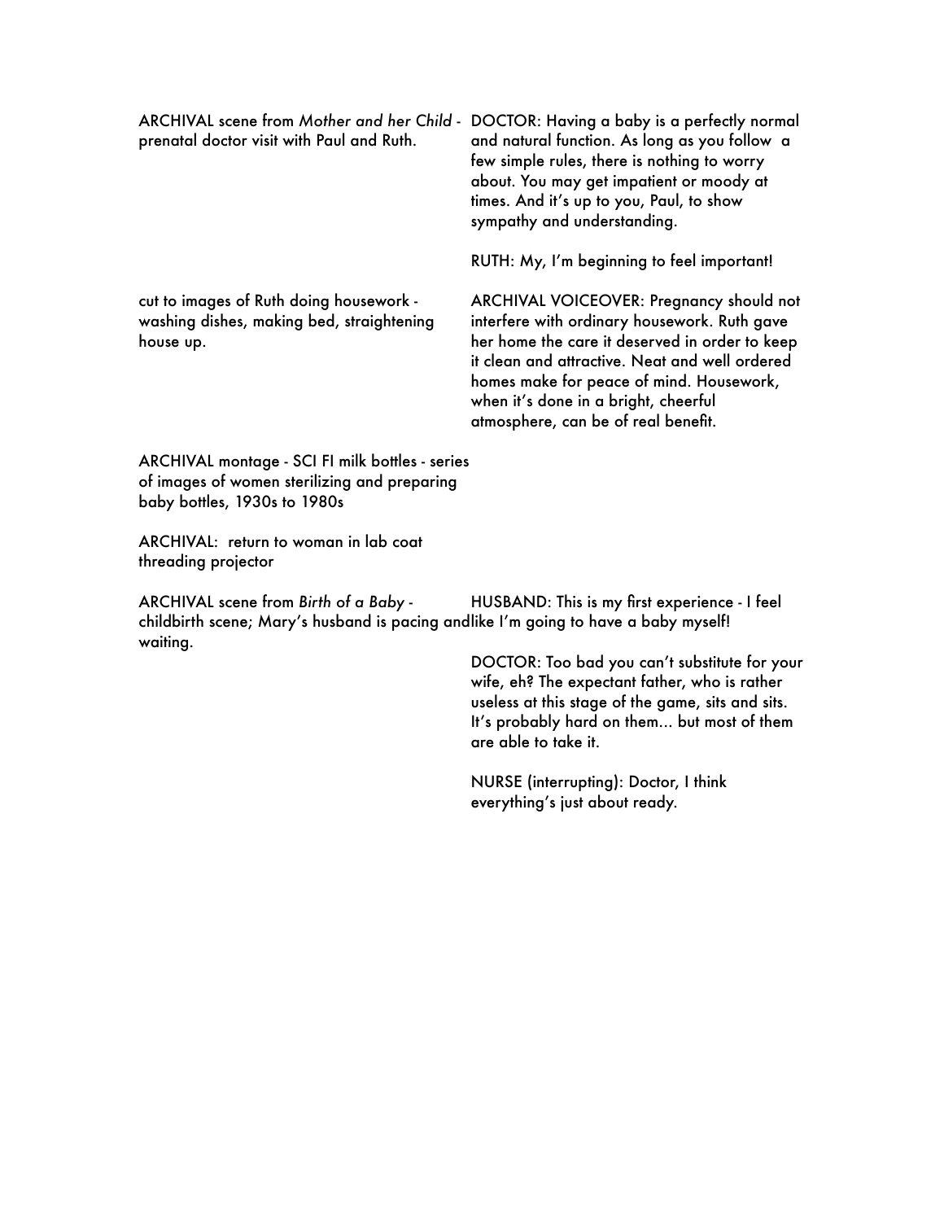| | |
|---|---|
| ARCHIVAL scene from *Mother and her Child* - prenatal doctor visit with Paul and Ruth. | DOCTOR: Having a baby is a perfectly normal and natural function. As long as you follow a few simple rules, there is nothing to worry about. You may get impatient or moody at times. And it's up to you, Paul, to show sympathy and understanding.<br><br>RUTH: My, I'm beginning to feel important! |
| cut to images of Ruth doing housework - washing dishes, making bed, straightening house up. | ARCHIVAL VOICEOVER: Pregnancy should not interfere with ordinary housework. Ruth gave her home the care it deserved in order to keep it clean and attractive. Neat and well ordered homes make for peace of mind. Housework, when it's done in a bright, cheerful atmosphere, can be of real benefit. |
| ARCHIVAL montage - SCI FI milk bottles - series of images of women sterilizing and preparing baby bottles, 1930s to 1980s | |
| ARCHIVAL: return to woman in lab coat threading projector | |
| ARCHIVAL scene from *Birth of a Baby* - childbirth scene; Mary's husband is pacing and waiting. | HUSBAND: This is my first experience - I feel like I'm going to have a baby myself!<br><br>DOCTOR: Too bad you can't substitute for your wife, eh? The expectant father, who is rather useless at this stage of the game, sits and sits. It's probably hard on them... but most of them are able to take it.<br><br>NURSE (interrupting): Doctor, I think everything's just about ready. |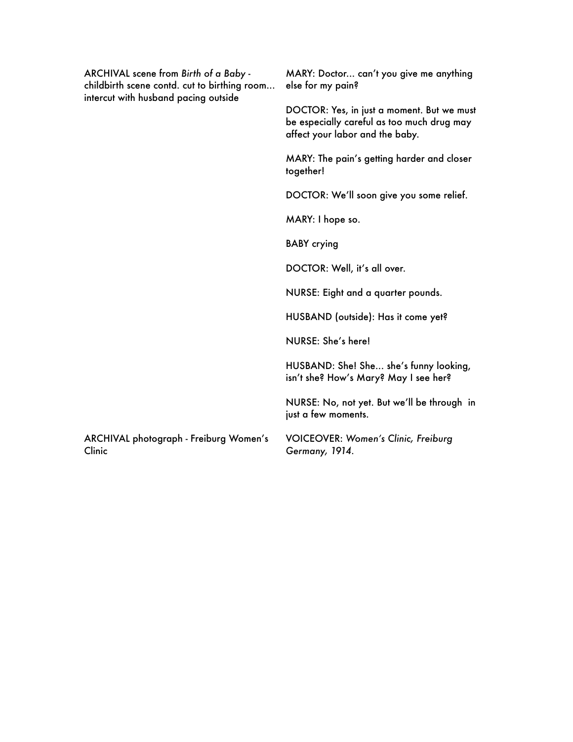| | |
|---|---|
| ARCHIVAL scene from *Birth of a Baby* - childbirth scene contd. cut to birthing room… intercut with husband pacing outside | MARY: Doctor… can't you give me anything else for my pain?<br><br>DOCTOR: Yes, in just a moment. But we must be especially careful as too much drug may affect your labor and the baby.<br><br>MARY: The pain's getting harder and closer together!<br><br>DOCTOR: We'll soon give you some relief.<br><br>MARY: I hope so.<br><br>BABY crying<br><br>DOCTOR: Well, it's all over.<br><br>NURSE: Eight and a quarter pounds.<br><br>HUSBAND (outside): Has it come yet?<br><br>NURSE: She's here!<br><br>HUSBAND: She! She… she's funny looking, isn't she? How's Mary? May I see her?<br><br>NURSE: No, not yet. But we'll be through in just a few moments. |
| ARCHIVAL photograph - Freiburg Women's Clinic | VOICEOVER: *Women's Clinic, Freiburg Germany, 1914.* |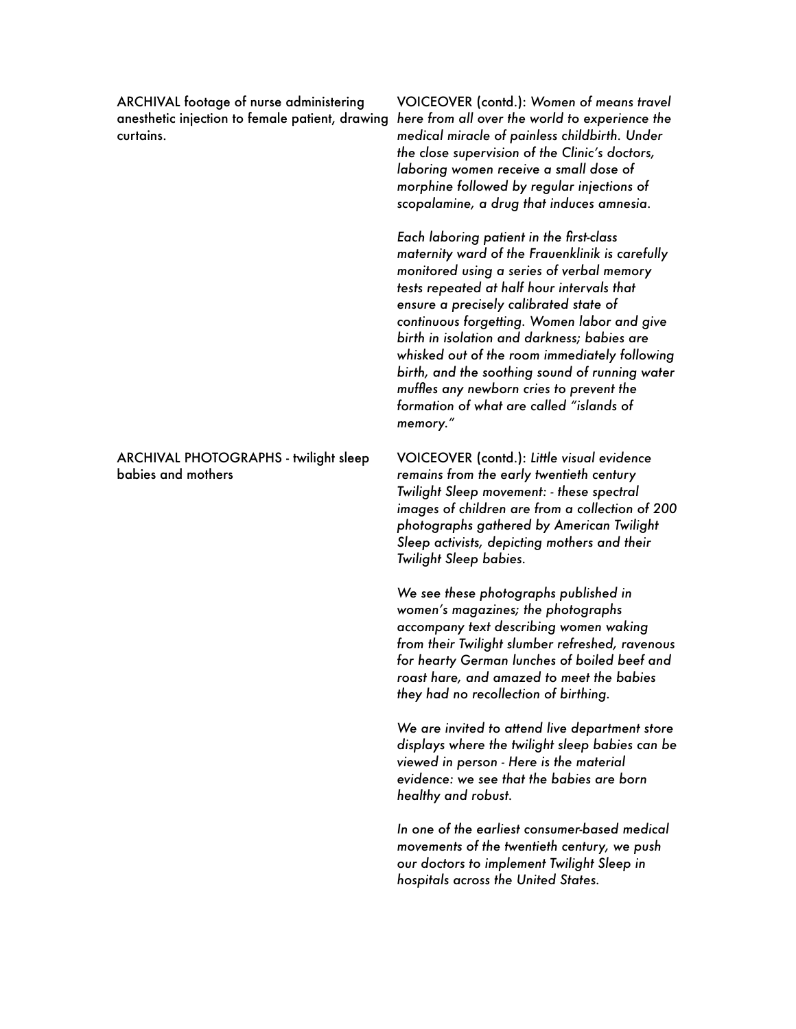ARCHIVAL footage of nurse administering anesthetic injection to female patient, drawing curtains.

VOICEOVER (contd.): *Women of means travel here from all over the world to experience the medical miracle of painless childbirth. Under the close supervision of the Clinic's doctors, laboring women receive a small dose of morphine followed by regular injections of scopalamine, a drug that induces amnesia.*

*Each laboring patient in the first-class maternity ward of the Frauenklinik is carefully monitored using a series of verbal memory tests repeated at half hour intervals that ensure a precisely calibrated state of continuous forgetting. Women labor and give birth in isolation and darkness; babies are whisked out of the room immediately following birth, and the soothing sound of running water muffles any newborn cries to prevent the formation of what are called "islands of memory."*

ARCHIVAL PHOTOGRAPHS - twilight sleep babies and mothers

VOICEOVER (contd.): *Little visual evidence remains from the early twentieth century Twilight Sleep movement: - these spectral images of children are from a collection of 200 photographs gathered by American Twilight Sleep activists, depicting mothers and their Twilight Sleep babies.*

*We see these photographs published in women's magazines; the photographs accompany text describing women waking from their Twilight slumber refreshed, ravenous for hearty German lunches of boiled beef and roast hare, and amazed to meet the babies they had no recollection of birthing.*

*We are invited to attend live department store displays where the twilight sleep babies can be viewed in person - Here is the material evidence: we see that the babies are born healthy and robust.*

*In one of the earliest consumer-based medical movements of the twentieth century, we push our doctors to implement Twilight Sleep in hospitals across the United States.*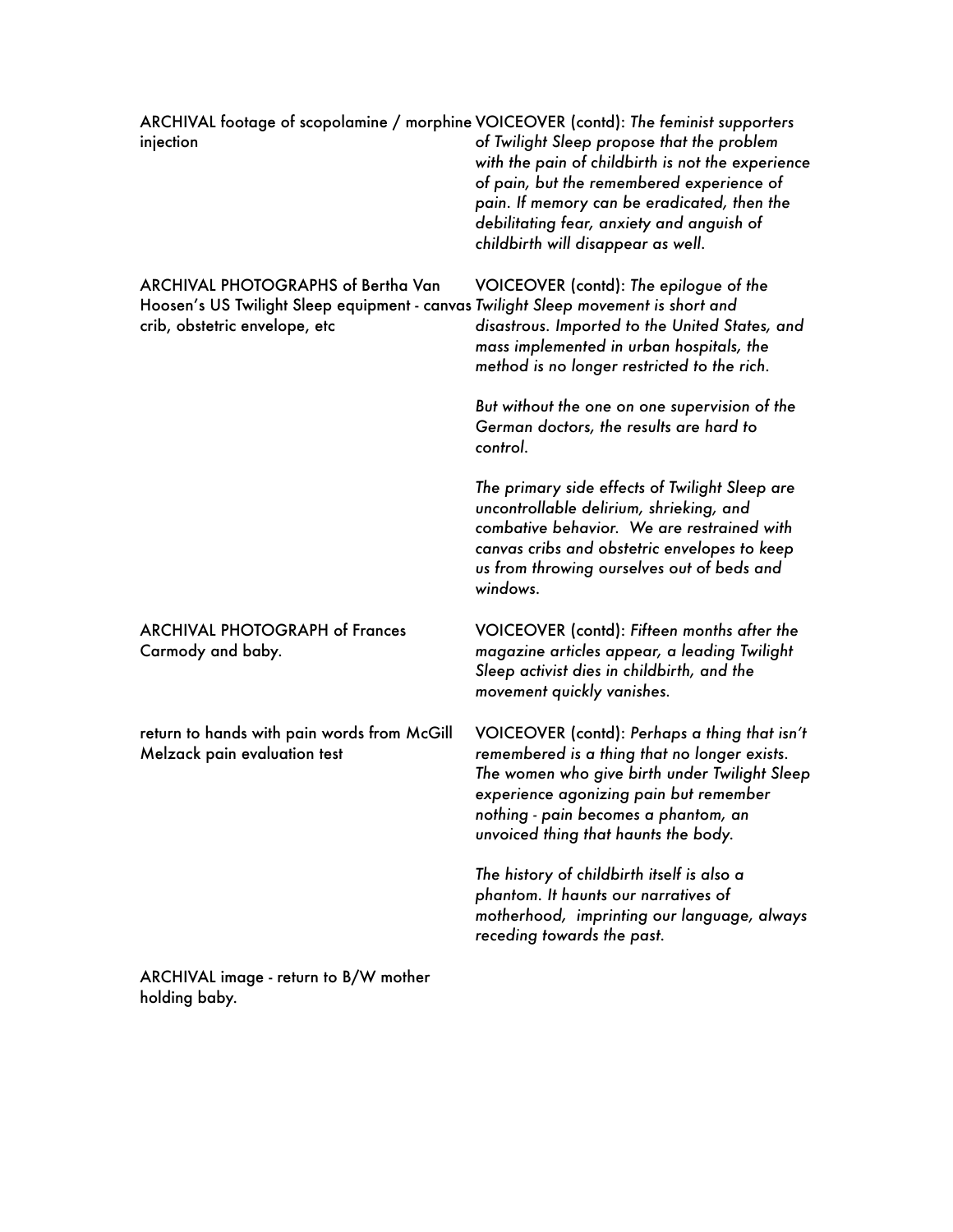| | |
|---|---|
| ARCHIVAL footage of scopolamine / morphine injection | VOICEOVER (contd): *The feminist supporters of Twilight Sleep propose that the problem with the pain of childbirth is not the experience of pain, but the remembered experience of pain. If memory can be eradicated, then the debilitating fear, anxiety and anguish of childbirth will disappear as well.* |
| ARCHIVAL PHOTOGRAPHS of Bertha Van Hoosen's US Twilight Sleep equipment - canvas crib, obstetric envelope, etc | VOICEOVER (contd): *The epilogue of the Twilight Sleep movement is short and disastrous. Imported to the United States, and mass implemented in urban hospitals, the method is no longer restricted to the rich.*<br><br>*But without the one on one supervision of the German doctors, the results are hard to control.*<br><br>*The primary side effects of Twilight Sleep are uncontrollable delirium, shrieking, and combative behavior. We are restrained with canvas cribs and obstetric envelopes to keep us from throwing ourselves out of beds and windows.* |
| ARCHIVAL PHOTOGRAPH of Frances Carmody and baby. | VOICEOVER (contd): *Fifteen months after the magazine articles appear, a leading Twilight Sleep activist dies in childbirth, and the movement quickly vanishes.* |
| return to hands with pain words from McGill Melzack pain evaluation test | VOICEOVER (contd): *Perhaps a thing that isn't remembered is a thing that no longer exists. The women who give birth under Twilight Sleep experience agonizing pain but remember nothing - pain becomes a phantom, an unvoiced thing that haunts the body.*<br><br>*The history of childbirth itself is also a phantom. It haunts our narratives of motherhood, imprinting our language, always receding towards the past.* |
| ARCHIVAL image - return to B/W mother holding baby. | |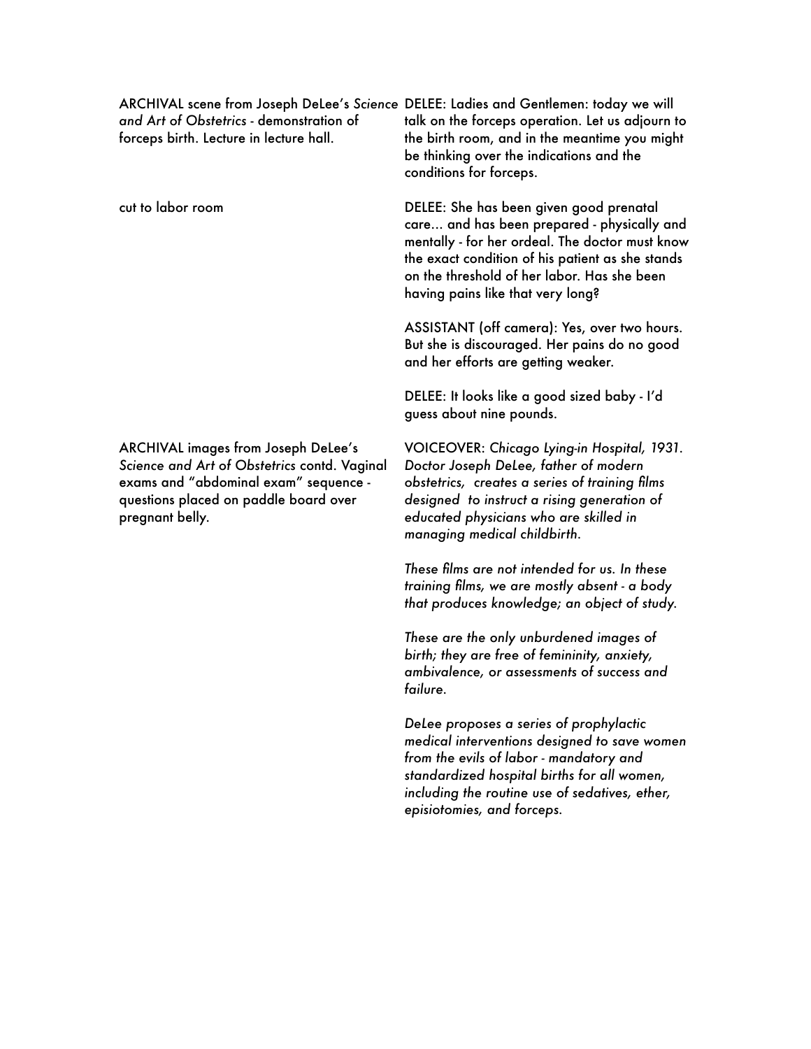| | |
|---|---|
| ARCHIVAL scene from Joseph DeLee's *Science and Art of Obstetrics* - demonstration of forceps birth. Lecture in lecture hall. | DELEE: Ladies and Gentlemen: today we will talk on the forceps operation. Let us adjourn to the birth room, and in the meantime you might be thinking over the indications and the conditions for forceps. |
| cut to labor room | DELEE: She has been given good prenatal care... and has been prepared - physically and mentally - for her ordeal. The doctor must know the exact condition of his patient as she stands on the threshold of her labor. Has she been having pains like that very long?<br><br>ASSISTANT (off camera): Yes, over two hours. But she is discouraged. Her pains do no good and her efforts are getting weaker.<br><br>DELEE: It looks like a good sized baby - I'd guess about nine pounds. |
| ARCHIVAL images from Joseph DeLee's *Science and Art of Obstetrics* contd. Vaginal exams and "abdominal exam" sequence - questions placed on paddle board over pregnant belly. | VOICEOVER: *Chicago Lying-in Hospital, 1931. Doctor Joseph DeLee, father of modern obstetrics, creates a series of training films designed to instruct a rising generation of educated physicians who are skilled in managing medical childbirth.*<br><br>*These films are not intended for us. In these training films, we are mostly absent - a body that produces knowledge; an object of study.*<br><br>*These are the only unburdened images of birth; they are free of femininity, anxiety, ambivalence, or assessments of success and failure.*<br><br>*DeLee proposes a series of prophylactic medical interventions designed to save women from the evils of labor - mandatory and standardized hospital births for all women, including the routine use of sedatives, ether, episiotomies, and forceps.* |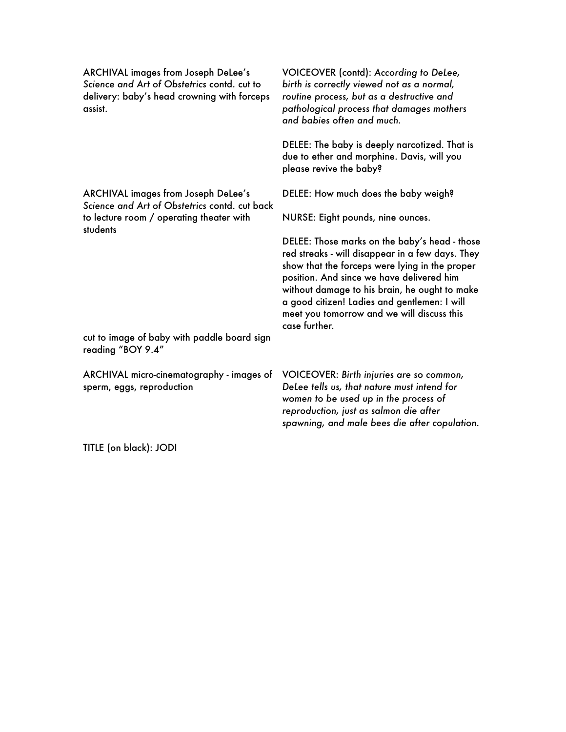| | |
|---|---|
| ARCHIVAL images from Joseph DeLee's *Science and Art of Obstetrics* contd. cut to delivery: baby's head crowning with forceps assist. | VOICEOVER (contd): *According to DeLee, birth is correctly viewed not as a normal, routine process, but as a destructive and pathological process that damages mothers and babies often and much.*<br><br>DELEE: The baby is deeply narcotized. That is due to ether and morphine. Davis, will you please revive the baby? |
| ARCHIVAL images from Joseph DeLee's *Science and Art of Obstetrics* contd. cut back to lecture room / operating theater with students | DELEE: How much does the baby weigh?<br><br>NURSE: Eight pounds, nine ounces.<br><br>DELEE: Those marks on the baby's head - those red streaks - will disappear in a few days. They show that the forceps were lying in the proper position. And since we have delivered him without damage to his brain, he ought to make a good citizen! Ladies and gentlemen: I will meet you tomorrow and we will discuss this case further. |
| cut to image of baby with paddle board sign reading "BOY 9.4" | |
| ARCHIVAL micro-cinematography - images of sperm, eggs, reproduction | VOICEOVER: *Birth injuries are so common, DeLee tells us, that nature must intend for women to be used up in the process of reproduction, just as salmon die after spawning, and male bees die after copulation.* |

TITLE (on black): JODI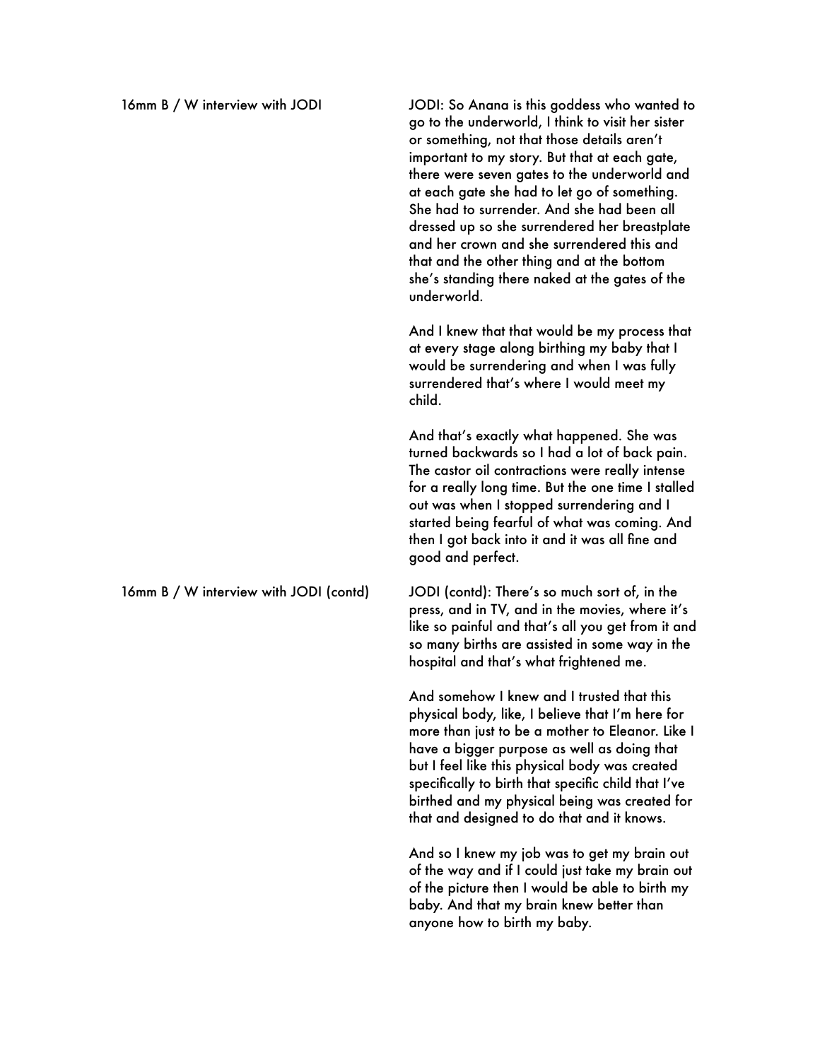| | |
|---|---|
| 16mm B / W interview with JODI | JODI: So Anana is this goddess who wanted to go to the underworld, I think to visit her sister or something, not that those details aren't important to my story. But that at each gate, there were seven gates to the underworld and at each gate she had to let go of something. She had to surrender. And she had been all dressed up so she surrendered her breastplate and her crown and she surrendered this and that and the other thing and at the bottom she's standing there naked at the gates of the underworld.<br><br>And I knew that that would be my process that at every stage along birthing my baby that I would be surrendering and when I was fully surrendered that's where I would meet my child.<br><br>And that's exactly what happened. She was turned backwards so I had a lot of back pain. The castor oil contractions were really intense for a really long time. But the one time I stalled out was when I stopped surrendering and I started being fearful of what was coming. And then I got back into it and it was all fine and good and perfect. |
| 16mm B / W interview with JODI (contd) | JODI (contd): There's so much sort of, in the press, and in TV, and in the movies, where it's like so painful and that's all you get from it and so many births are assisted in some way in the hospital and that's what frightened me.<br><br>And somehow I knew and I trusted that this physical body, like, I believe that I'm here for more than just to be a mother to Eleanor. Like I have a bigger purpose as well as doing that but I feel like this physical body was created specifically to birth that specific child that I've birthed and my physical being was created for that and designed to do that and it knows.<br><br>And so I knew my job was to get my brain out of the way and if I could just take my brain out of the picture then I would be able to birth my baby. And that my brain knew better than anyone how to birth my baby. |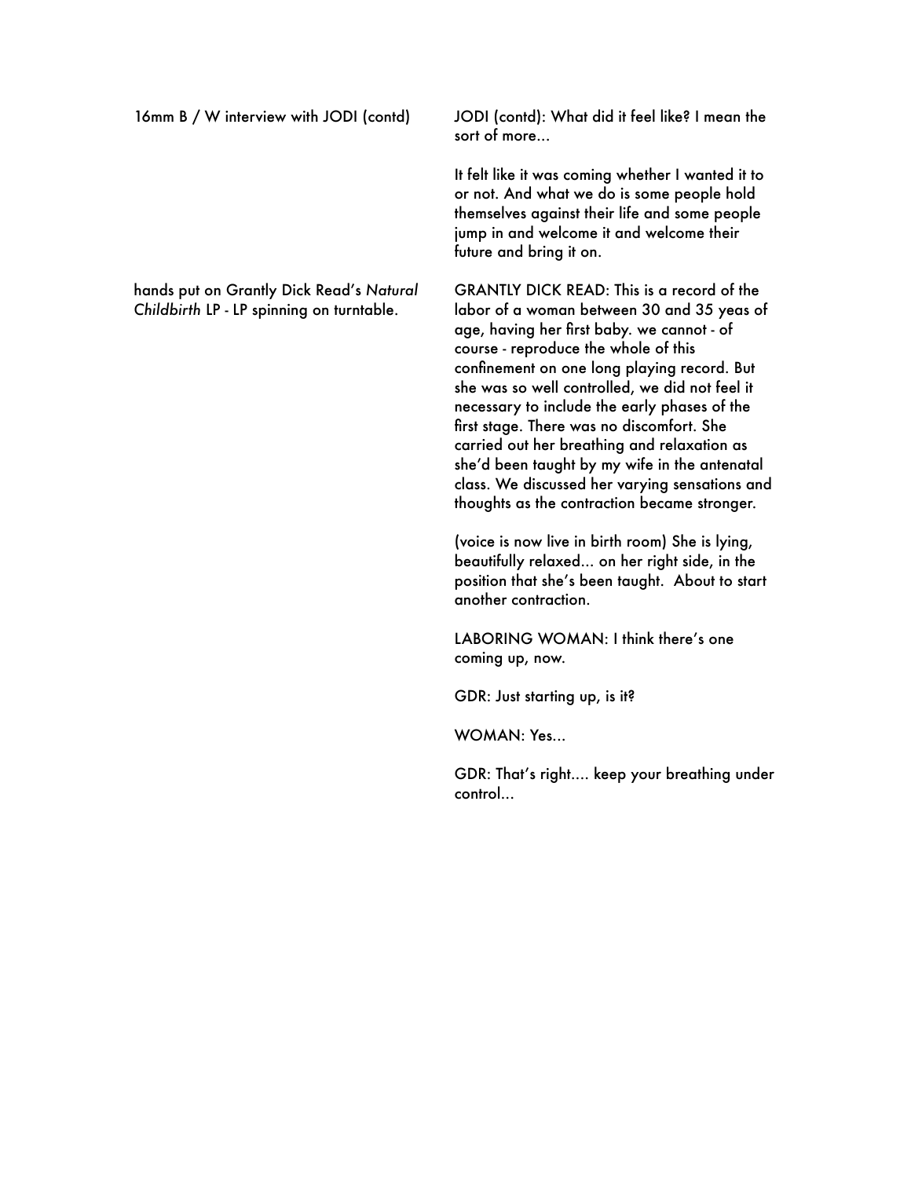| | |
|---|---|
| 16mm B / W interview with JODI (contd) | JODI (contd): What did it feel like? I mean the sort of more...<br><br>It felt like it was coming whether I wanted it to or not. And what we do is some people hold themselves against their life and some people jump in and welcome it and welcome their future and bring it on. |
| hands put on Grantly Dick Read's *Natural Childbirth* LP - LP spinning on turntable. | GRANTLY DICK READ: This is a record of the labor of a woman between 30 and 35 yeas of age, having her first baby. we cannot - of course - reproduce the whole of this confinement on one long playing record. But she was so well controlled, we did not feel it necessary to include the early phases of the first stage. There was no discomfort. She carried out her breathing and relaxation as she'd been taught by my wife in the antenatal class. We discussed her varying sensations and thoughts as the contraction became stronger.<br><br>(voice is now live in birth room) She is lying, beautifully relaxed... on her right side, in the position that she's been taught. About to start another contraction.<br><br>LABORING WOMAN: I think there's one coming up, now.<br><br>GDR: Just starting up, is it?<br><br>WOMAN: Yes...<br><br>GDR: That's right.... keep your breathing under control... |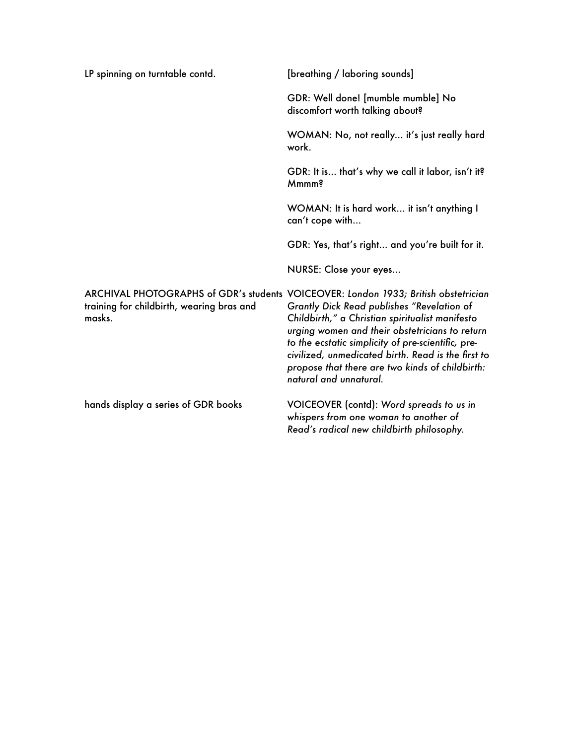| | |
|---|---|
| LP spinning on turntable contd. | [breathing / laboring sounds] |
| | GDR: Well done! [mumble mumble] No discomfort worth talking about? |
| | WOMAN: No, not really... it's just really hard work. |
| | GDR: It is... that's why we call it labor, isn't it? Mmmm? |
| | WOMAN: It is hard work... it isn't anything I can't cope with... |
| | GDR: Yes, that's right... and you're built for it. |
| | NURSE: Close your eyes... |
| ARCHIVAL PHOTOGRAPHS of GDR's students training for childbirth, wearing bras and masks. | VOICEOVER: *London 1933; British obstetrician Grantly Dick Read publishes "Revelation of Childbirth," a Christian spiritualist manifesto urging women and their obstetricians to return to the ecstatic simplicity of pre-scientific, pre-civilized, unmedicated birth. Read is the first to propose that there are two kinds of childbirth: natural and unnatural.* |
| hands display a series of GDR books | VOICEOVER (contd): *Word spreads to us in whispers from one woman to another of Read's radical new childbirth philosophy.* |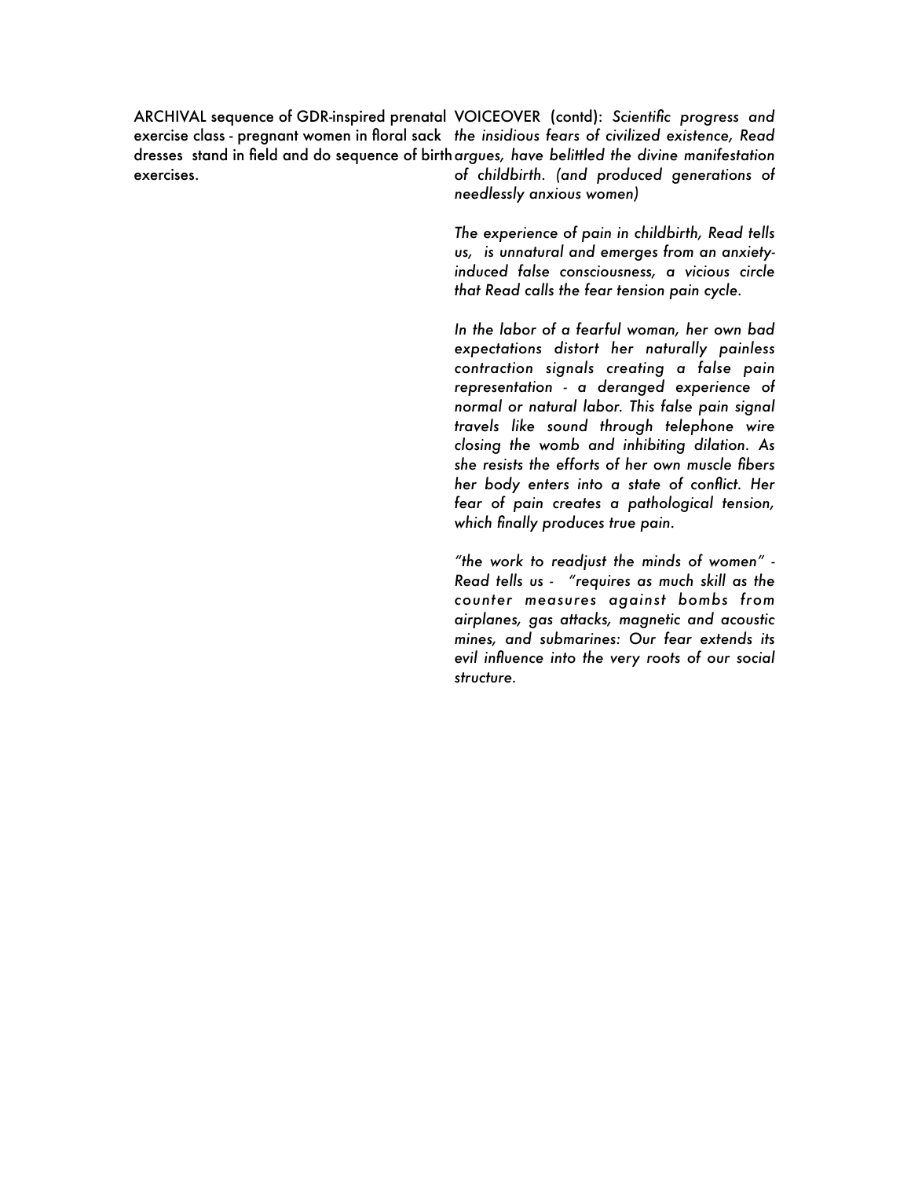ARCHIVAL sequence of GDR-inspired prenatal exercise class - pregnant women in floral sack dresses stand in field and do sequence of birth exercises.

VOICEOVER (contd): *Scientific progress and the insidious fears of civilized existence, Read argues, have belittled the divine manifestation of childbirth. (and produced generations of needlessly anxious women)*

*The experience of pain in childbirth, Read tells us, is unnatural and emerges from an anxiety-induced false consciousness, a vicious circle that Read calls the fear tension pain cycle.*

*In the labor of a fearful woman, her own bad expectations distort her naturally painless contraction signals creating a false pain representation - a deranged experience of normal or natural labor. This false pain signal travels like sound through telephone wire closing the womb and inhibiting dilation. As she resists the efforts of her own muscle fibers her body enters into a state of conflict. Her fear of pain creates a pathological tension, which finally produces true pain.*

*"the work to readjust the minds of women" - Read tells us - "requires as much skill as the counter measures against bombs from airplanes, gas attacks, magnetic and acoustic mines, and submarines: Our fear extends its evil influence into the very roots of our social structure.*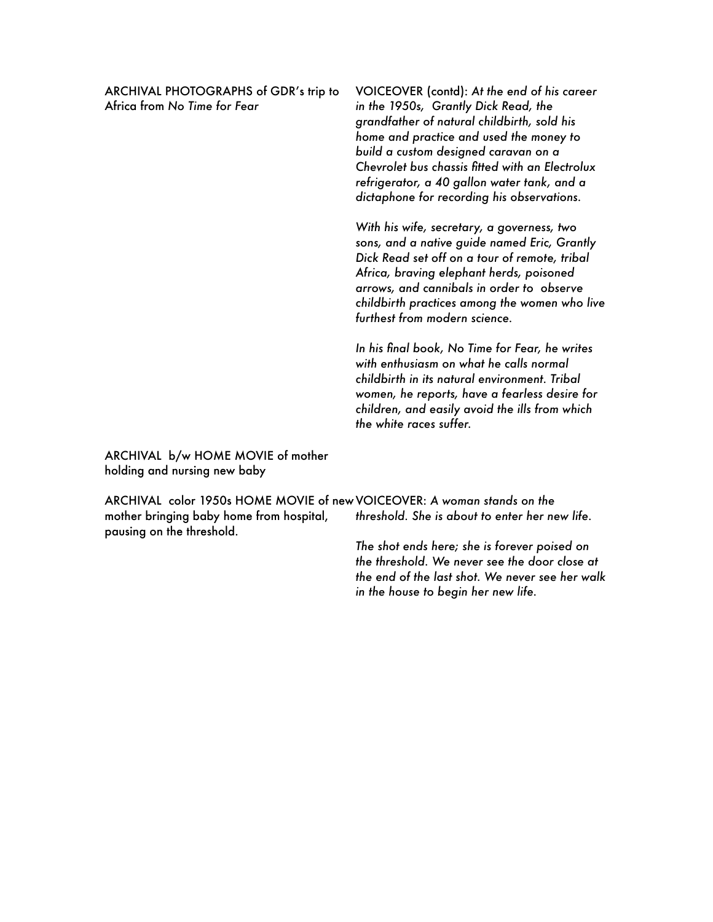ARCHIVAL PHOTOGRAPHS of GDR's trip to Africa from *No Time for Fear*

VOICEOVER (contd): *At the end of his career in the 1950s, Grantly Dick Read, the grandfather of natural childbirth, sold his home and practice and used the money to build a custom designed caravan on a Chevrolet bus chassis fitted with an Electrolux refrigerator, a 40 gallon water tank, and a dictaphone for recording his observations.*

*With his wife, secretary, a governess, two sons, and a native guide named Eric, Grantly Dick Read set off on a tour of remote, tribal Africa, braving elephant herds, poisoned arrows, and cannibals in order to observe childbirth practices among the women who live furthest from modern science.*

*In his final book, No Time for Fear, he writes with enthusiasm on what he calls normal childbirth in its natural environment. Tribal women, he reports, have a fearless desire for children, and easily avoid the ills from which the white races suffer.*

ARCHIVAL b/w HOME MOVIE of mother holding and nursing new baby

ARCHIVAL color 1950s HOME MOVIE of new mother bringing baby home from hospital, pausing on the threshold.

VOICEOVER: *A woman stands on the threshold. She is about to enter her new life.*

*The shot ends here; she is forever poised on the threshold. We never see the door close at the end of the last shot. We never see her walk in the house to begin her new life.*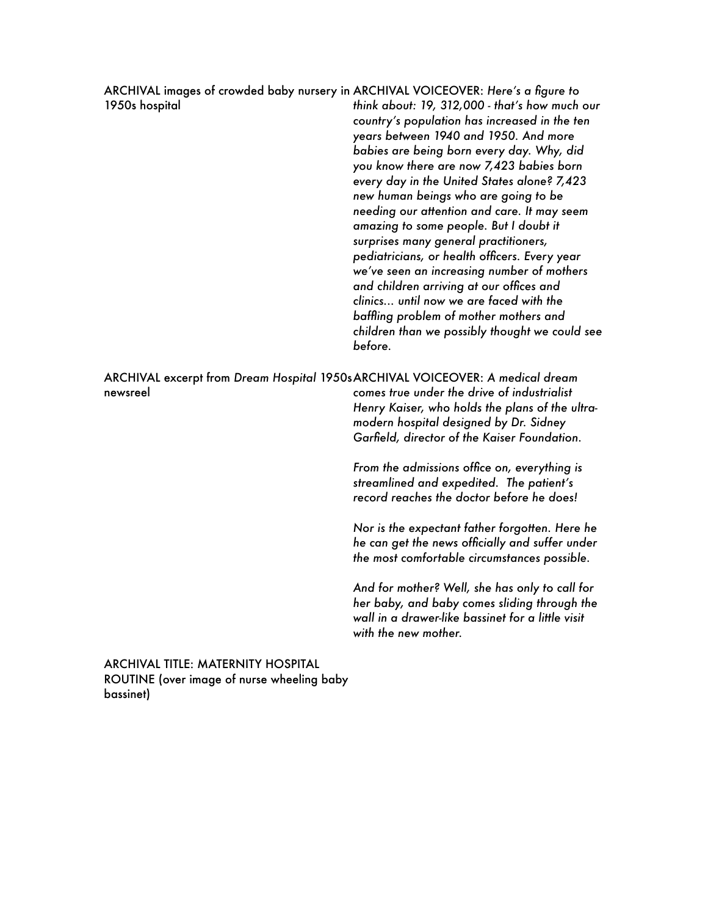| | |
|---|---|
| ARCHIVAL images of crowded baby nursery in 1950s hospital | ARCHIVAL VOICEOVER: *Here's a figure to think about: 19, 312,000 - that's how much our country's population has increased in the ten years between 1940 and 1950. And more babies are being born every day. Why, did you know there are now 7,423 babies born every day in the United States alone? 7,423 new human beings who are going to be needing our attention and care. It may seem amazing to some people. But I doubt it surprises many general practitioners, pediatricians, or health officers. Every year we've seen an increasing number of mothers and children arriving at our offices and clinics… until now we are faced with the baffling problem of mother mothers and children than we possibly thought we could see before.* |
| ARCHIVAL excerpt from *Dream Hospital* 1950s newsreel | ARCHIVAL VOICEOVER: *A medical dream comes true under the drive of industrialist Henry Kaiser, who holds the plans of the ultra-modern hospital designed by Dr. Sidney Garfield, director of the Kaiser Foundation.*<br><br>*From the admissions office on, everything is streamlined and expedited. The patient's record reaches the doctor before he does!*<br><br>*Nor is the expectant father forgotten. Here he he can get the news officially and suffer under the most comfortable circumstances possible.*<br><br>*And for mother? Well, she has only to call for her baby, and baby comes sliding through the wall in a drawer-like bassinet for a little visit with the new mother.* |
| ARCHIVAL TITLE: MATERNITY HOSPITAL ROUTINE (over image of nurse wheeling baby bassinet) | |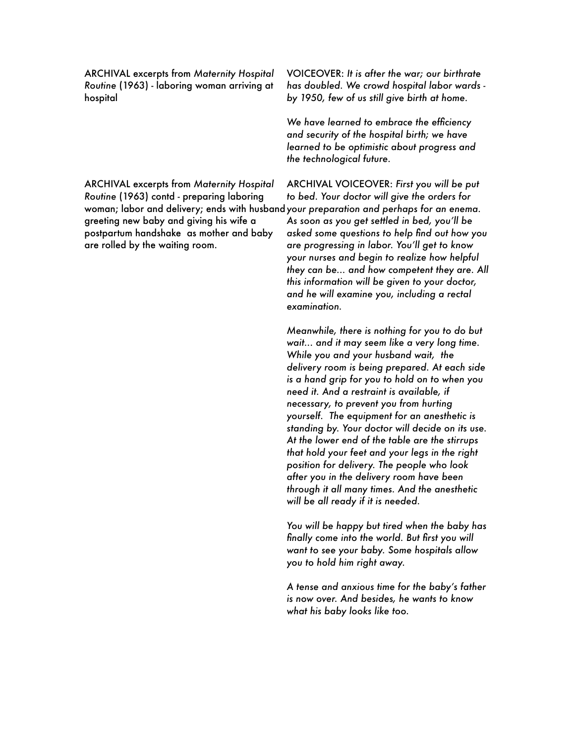ARCHIVAL excerpts from *Maternity Hospital Routine* (1963) - laboring woman arriving at hospital

VOICEOVER: *It is after the war; our birthrate has doubled. We crowd hospital labor wards - by 1950, few of us still give birth at home.*

*We have learned to embrace the efficiency and security of the hospital birth; we have learned to be optimistic about progress and the technological future.*

ARCHIVAL excerpts from *Maternity Hospital Routine* (1963) contd - preparing laboring woman; labor and delivery; ends with husband greeting new baby and giving his wife a postpartum handshake as mother and baby are rolled by the waiting room.

ARCHIVAL VOICEOVER: *First you will be put to bed. Your doctor will give the orders for your preparation and perhaps for an enema. As soon as you get settled in bed, you'll be asked some questions to help find out how you are progressing in labor. You'll get to know your nurses and begin to realize how helpful they can be... and how competent they are. All this information will be given to your doctor, and he will examine you, including a rectal examination.*

*Meanwhile, there is nothing for you to do but wait... and it may seem like a very long time. While you and your husband wait, the delivery room is being prepared. At each side is a hand grip for you to hold on to when you need it. And a restraint is available, if necessary, to prevent you from hurting yourself. The equipment for an anesthetic is standing by. Your doctor will decide on its use. At the lower end of the table are the stirrups that hold your feet and your legs in the right position for delivery. The people who look after you in the delivery room have been through it all many times. And the anesthetic will be all ready if it is needed.*

*You will be happy but tired when the baby has finally come into the world. But first you will want to see your baby. Some hospitals allow you to hold him right away.*

*A tense and anxious time for the baby's father is now over. And besides, he wants to know what his baby looks like too.*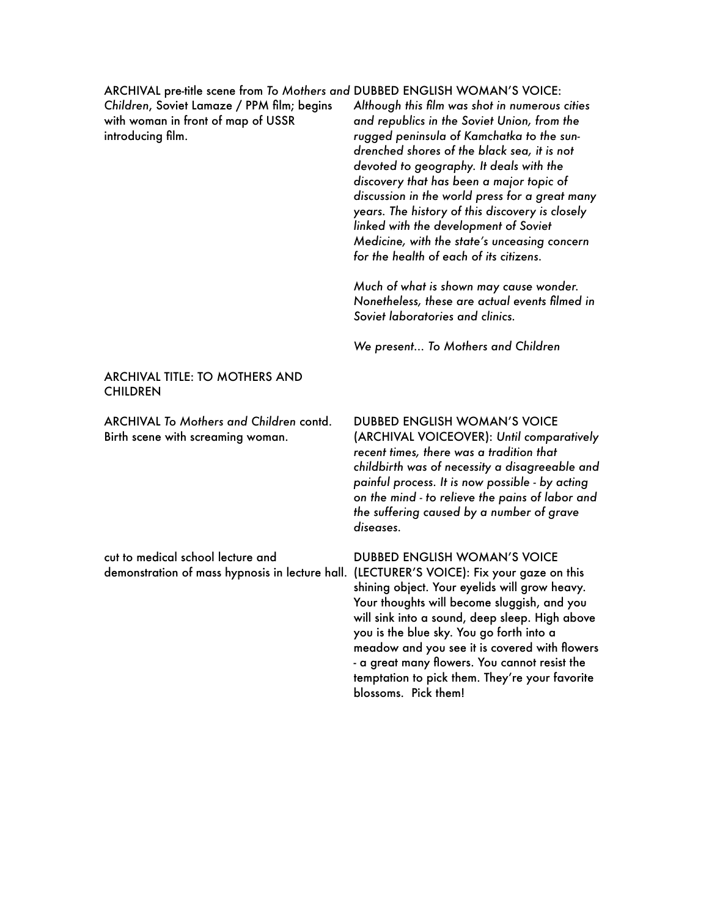| | |
|---|---|
| ARCHIVAL pre-title scene from *To Mothers and Children*, Soviet Lamaze / PPM film; begins with woman in front of map of USSR introducing film. | DUBBED ENGLISH WOMAN'S VOICE: *Although this film was shot in numerous cities and republics in the Soviet Union, from the rugged peninsula of Kamchatka to the sun-drenched shores of the black sea, it is not devoted to geography. It deals with the discovery that has been a major topic of discussion in the world press for a great many years. The history of this discovery is closely linked with the development of Soviet Medicine, with the state's unceasing concern for the health of each of its citizens.*<br><br>*Much of what is shown may cause wonder. Nonetheless, these are actual events filmed in Soviet laboratories and clinics.*<br><br>*We present... To Mothers and Children* |
| ARCHIVAL TITLE: TO MOTHERS AND CHILDREN | |
| ARCHIVAL *To Mothers and Children* contd. Birth scene with screaming woman. | DUBBED ENGLISH WOMAN'S VOICE (ARCHIVAL VOICEOVER): *Until comparatively recent times, there was a tradition that childbirth was of necessity a disagreeable and painful process. It is now possible - by acting on the mind - to relieve the pains of labor and the suffering caused by a number of grave diseases.* |
| cut to medical school lecture and demonstration of mass hypnosis in lecture hall. | DUBBED ENGLISH WOMAN'S VOICE (LECTURER'S VOICE): Fix your gaze on this shining object. Your eyelids will grow heavy. Your thoughts will become sluggish, and you will sink into a sound, deep sleep. High above you is the blue sky. You go forth into a meadow and you see it is covered with flowers - a great many flowers. You cannot resist the temptation to pick them. They're your favorite blossoms. Pick them! |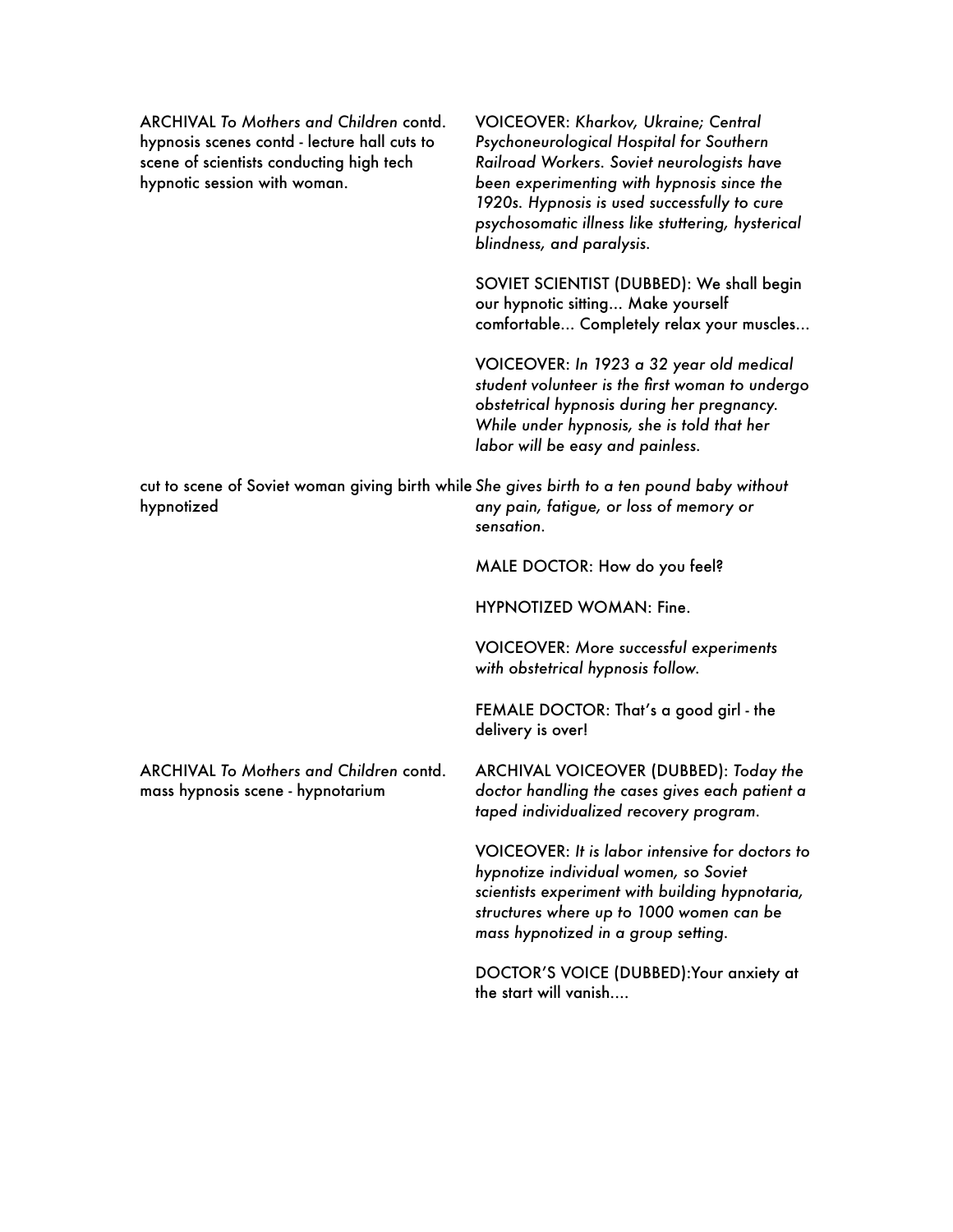| | |
|---|---|
| ARCHIVAL *To Mothers and Children* contd. hypnosis scenes contd - lecture hall cuts to scene of scientists conducting high tech hypnotic session with woman. | VOICEOVER: *Kharkov, Ukraine; Central Psychoneurological Hospital for Southern Railroad Workers. Soviet neurologists have been experimenting with hypnosis since the 1920s. Hypnosis is used successfully to cure psychosomatic illness like stuttering, hysterical blindness, and paralysis.* |
| | SOVIET SCIENTIST (DUBBED): We shall begin our hypnotic sitting… Make yourself comfortable… Completely relax your muscles… |
| | VOICEOVER: *In 1923 a 32 year old medical student volunteer is the first woman to undergo obstetrical hypnosis during her pregnancy. While under hypnosis, she is told that her labor will be easy and painless.* |
| cut to scene of Soviet woman giving birth while hypnotized | *She gives birth to a ten pound baby without any pain, fatigue,* or *loss of memory or sensation.* |
| | MALE DOCTOR: How do you feel? |
| | HYPNOTIZED WOMAN: Fine. |
| | VOICEOVER: *More successful experiments with obstetrical hypnosis follow.* |
| | FEMALE DOCTOR: That's a good girl - the delivery is over! |
| ARCHIVAL *To Mothers and Children* contd. mass hypnosis scene - hypnotarium | ARCHIVAL VOICEOVER (DUBBED): *Today the doctor handling the cases gives each patient a taped individualized recovery program.* |
| | VOICEOVER: *It is labor intensive for doctors to hypnotize individual women, so Soviet scientists experiment with building hypnotaria, structures where up to 1000 women can be mass hypnotized in a group setting.* |
| | DOCTOR'S VOICE (DUBBED):Your anxiety at the start will vanish…. |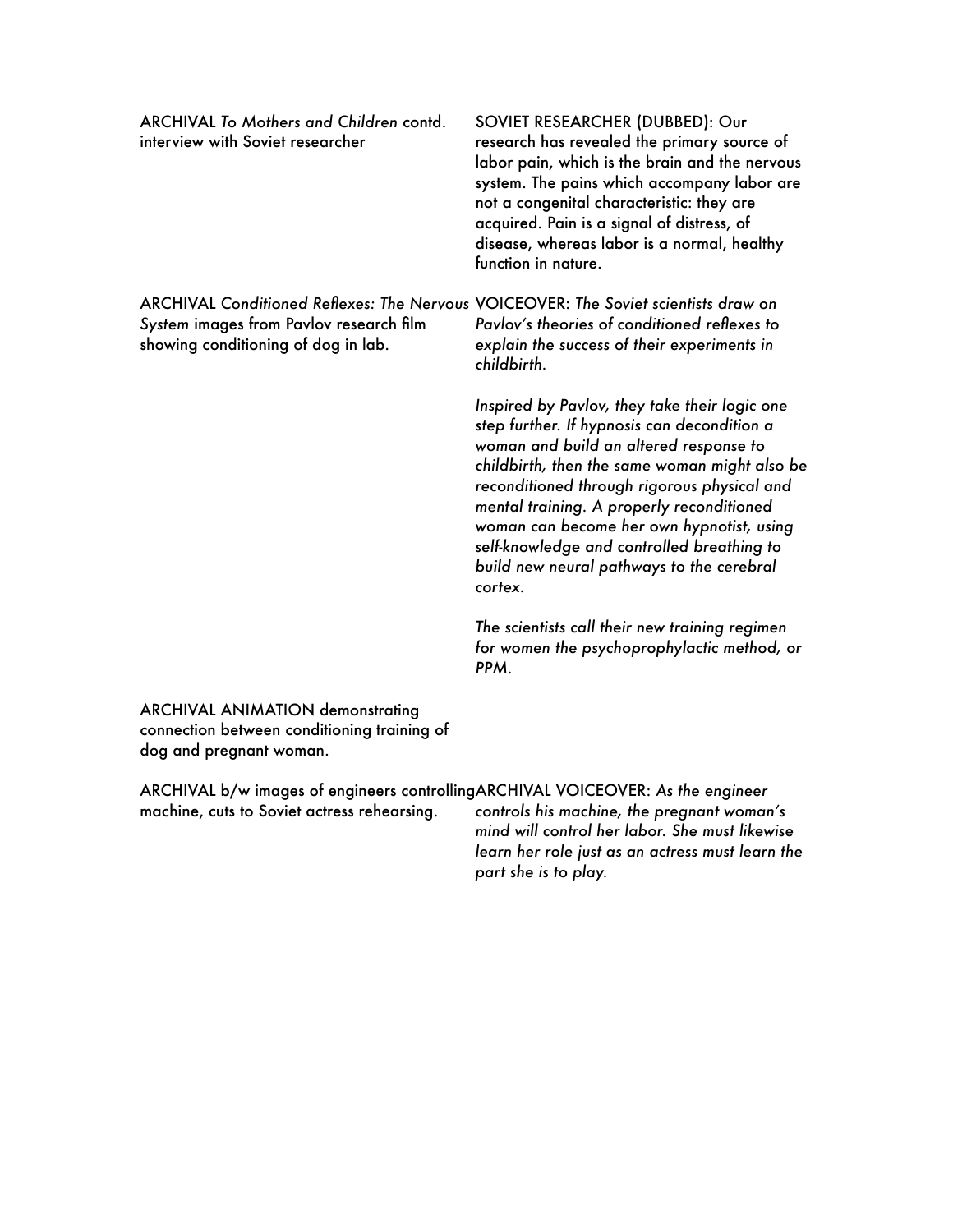| | |
|---|---|
| ARCHIVAL *To Mothers and Children* contd. interview with Soviet researcher | SOVIET RESEARCHER (DUBBED): Our research has revealed the primary source of labor pain, which is the brain and the nervous system. The pains which accompany labor are not a congenital characteristic: they are acquired. Pain is a signal of distress, of disease, whereas labor is a normal, healthy function in nature. |
| ARCHIVAL *Conditioned Reflexes: The Nervous System* images from Pavlov research film showing conditioning of dog in lab. | VOICEOVER: *The Soviet scientists draw on Pavlov's theories of conditioned reflexes to explain the success of their experiments in childbirth.*<br><br>*Inspired by Pavlov, they take their logic one step further. If hypnosis can decondition a woman and build an altered response to childbirth, then the same woman might also be reconditioned through rigorous physical and mental training. A properly reconditioned woman can become her own hypnotist, using self-knowledge and controlled breathing to build new neural pathways to the cerebral cortex.*<br><br>*The scientists call their new training regimen for women the psychoprophylactic method, or PPM.* |
| ARCHIVAL ANIMATION demonstrating connection between conditioning training of dog and pregnant woman. | |
| ARCHIVAL b/w images of engineers controlling machine, cuts to Soviet actress rehearsing. | ARCHIVAL VOICEOVER: *As the engineer controls his machine, the pregnant woman's mind will control her labor. She must likewise learn her role just as an actress must learn the part she is to play.* |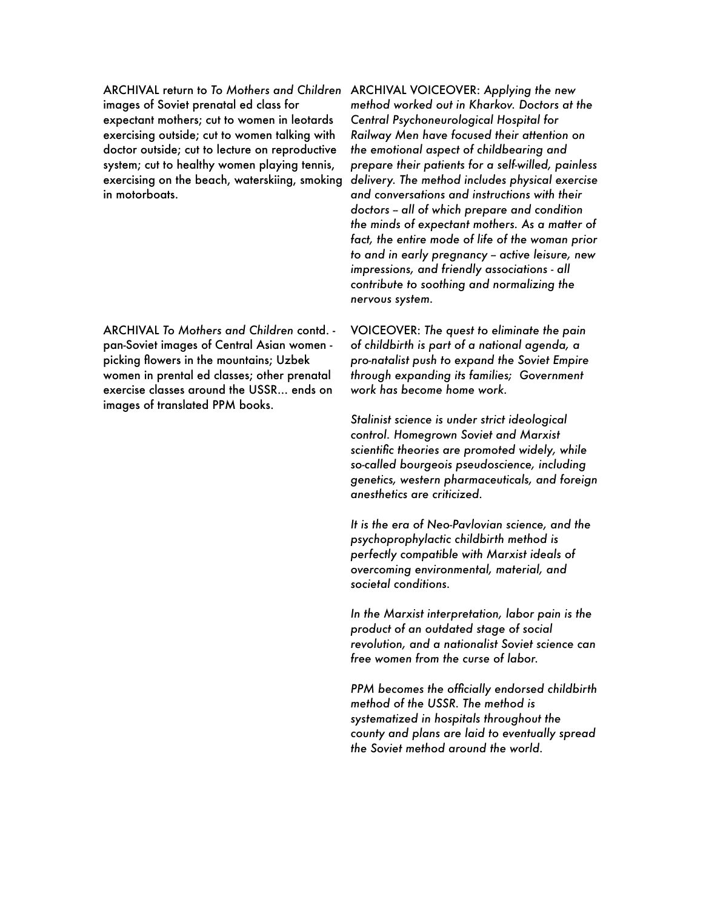| | |
|---|---|
| ARCHIVAL return to *To Mothers and Children* images of Soviet prenatal ed class for expectant mothers; cut to women in leotards exercising outside; cut to women talking with doctor outside; cut to lecture on reproductive system; cut to healthy women playing tennis, exercising on the beach, waterskiing, smoking in motorboats. | ARCHIVAL VOICEOVER: *Applying the new method worked out in Kharkov. Doctors at the Central Psychoneurological Hospital for Railway Men have focused their attention on the emotional aspect of childbearing and prepare their patients for a self-willed, painless delivery. The method includes physical exercise and conversations and instructions with their doctors – all of which prepare and condition the minds of expectant mothers. As a matter of fact, the entire mode of life of the woman prior to and in early pregnancy – active leisure, new impressions, and friendly associations - all contribute to soothing and normalizing the nervous system.* |
| ARCHIVAL *To Mothers and Children* contd. - pan-Soviet images of Central Asian women - picking flowers in the mountains; Uzbek women in prental ed classes; other prenatal exercise classes around the USSR… ends on images of translated PPM books. | VOICEOVER: *The quest to eliminate the pain of childbirth is part of a national agenda, a pro-natalist push to expand the Soviet Empire through expanding its families; Government work has become home work.*<br><br>*Stalinist science is under strict ideological control. Homegrown Soviet and Marxist scientific theories are promoted widely, while so-called bourgeois pseudoscience, including genetics, western pharmaceuticals, and foreign anesthetics are criticized.*<br><br>*It is the era of Neo-Pavlovian science, and the psychoprophylactic childbirth method is perfectly compatible with Marxist ideals of overcoming environmental, material, and societal conditions.*<br><br>*In the Marxist interpretation, labor pain is the product of an outdated stage of social revolution, and a nationalist Soviet science can free women from the curse of labor.*<br><br>*PPM becomes the officially endorsed childbirth method of the USSR. The method is systematized in hospitals throughout the county and plans are laid to eventually spread the Soviet method around the world.* |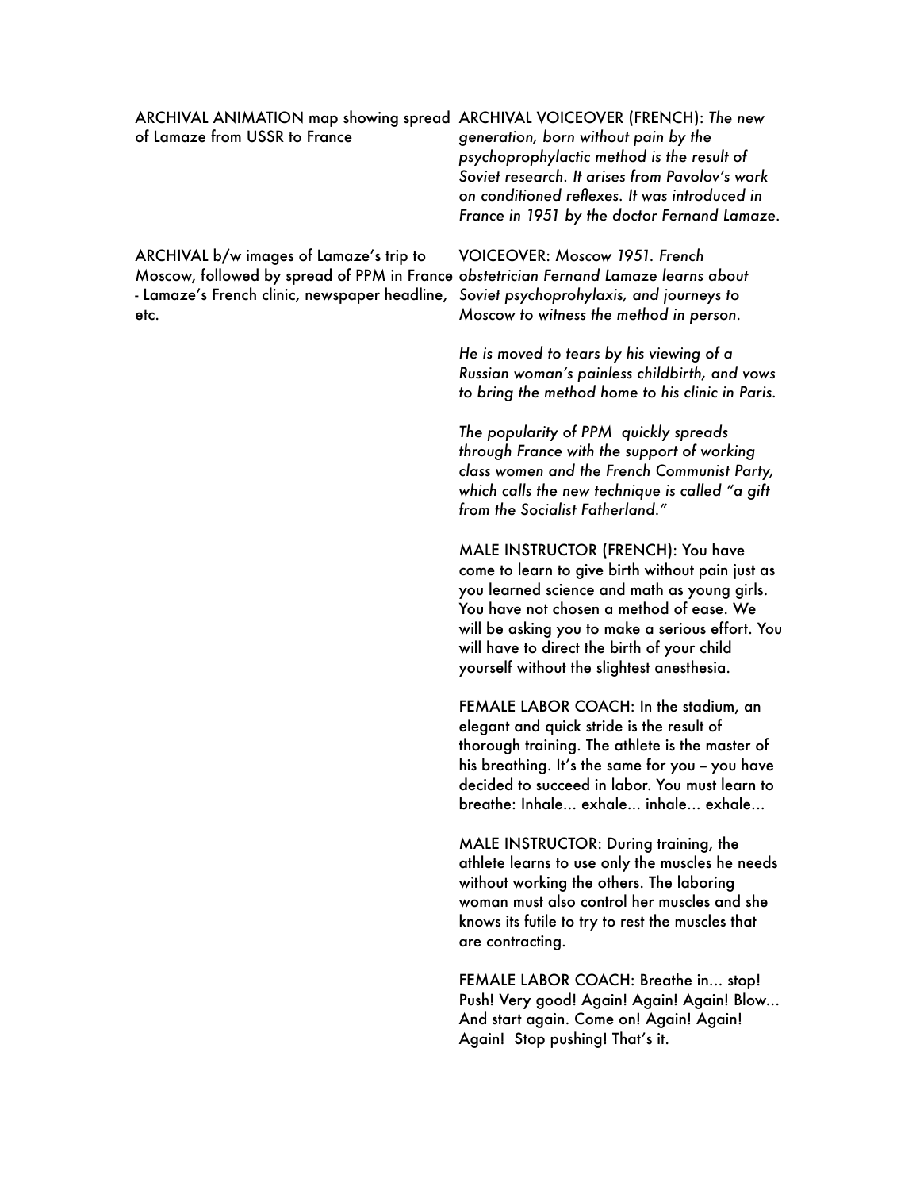| | |
|---|---|
| ARCHIVAL ANIMATION map showing spread of Lamaze from USSR to France | ARCHIVAL VOICEOVER (FRENCH): *The new generation, born without pain by the psychoprophylactic method is the result of Soviet research. It arises from Pavolov's work on conditioned reflexes. It was introduced in France in 1951 by the doctor Fernand Lamaze.* |
| ARCHIVAL b/w images of Lamaze's trip to Moscow, followed by spread of PPM in France - Lamaze's French clinic, newspaper headline, etc. | VOICEOVER: *Moscow 1951. French obstetrician Fernand Lamaze learns about Soviet psychoprohylaxis, and journeys to Moscow to witness the method in person.*<br><br>*He is moved to tears by his viewing of a Russian woman's painless childbirth, and vows to bring the method home to his clinic in Paris.*<br><br>*The popularity of PPM quickly spreads through France with the support of working class women and the French Communist Party, which calls the new technique is called "a gift from the Socialist Fatherland."*<br><br>MALE INSTRUCTOR (FRENCH): You have come to learn to give birth without pain just as you learned science and math as young girls. You have not chosen a method of ease. We will be asking you to make a serious effort. You will have to direct the birth of your child yourself without the slightest anesthesia.<br><br>FEMALE LABOR COACH: In the stadium, an elegant and quick stride is the result of thorough training. The athlete is the master of his breathing. It's the same for you – you have decided to succeed in labor. You must learn to breathe: Inhale... exhale... inhale... exhale...<br><br>MALE INSTRUCTOR: During training, the athlete learns to use only the muscles he needs without working the others. The laboring woman must also control her muscles and she knows its futile to try to rest the muscles that are contracting.<br><br>FEMALE LABOR COACH: Breathe in... stop! Push! Very good! Again! Again! Again! Blow... And start again. Come on! Again! Again! Again! Stop pushing! That's it. |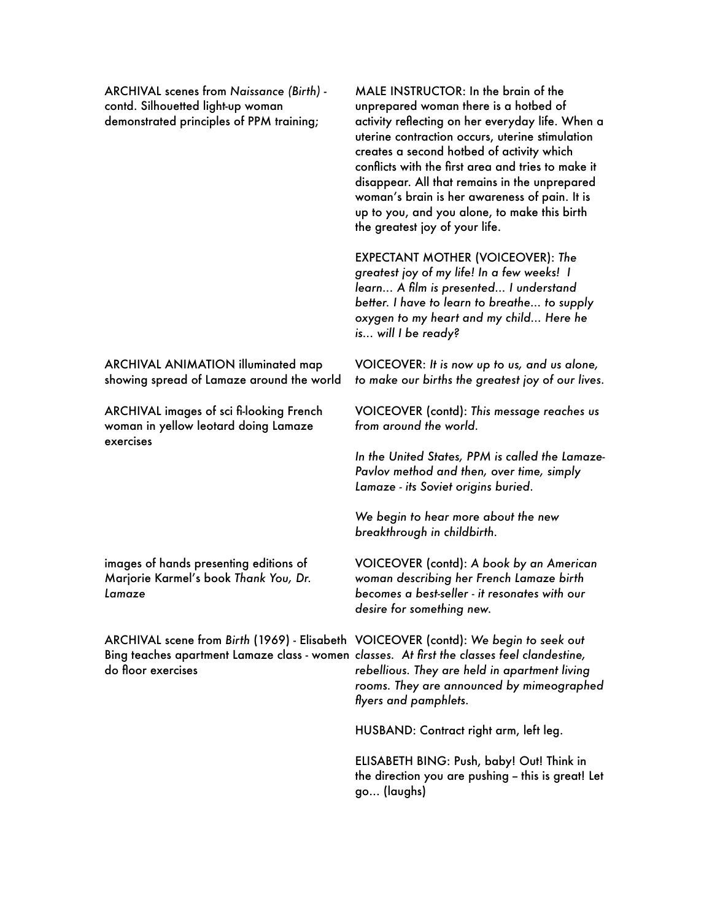| | |
|---|---|
| ARCHIVAL scenes from *Naissance (Birth)* - contd. Silhouetted light-up woman demonstrated principles of PPM training; | MALE INSTRUCTOR: In the brain of the unprepared woman there is a hotbed of activity reflecting on her everyday life. When a uterine contraction occurs, uterine stimulation creates a second hotbed of activity which conflicts with the first area and tries to make it disappear. All that remains in the unprepared woman's brain is her awareness of pain. It is up to you, and you alone, to make this birth the greatest joy of your life. |
| | EXPECTANT MOTHER (VOICEOVER): *The greatest joy of my life! In a few weeks! I learn... A film is presented... I understand better. I have to learn to breathe... to supply oxygen to my heart and my child... Here he is... will I be ready?* |
| ARCHIVAL ANIMATION illuminated map showing spread of Lamaze around the world | VOICEOVER: *It is now up to us, and us alone, to make our births the greatest joy of our lives.* |
| ARCHIVAL images of sci fi-looking French woman in yellow leotard doing Lamaze exercises | VOICEOVER (contd): *This message reaches us from around the world.* |
| | *In the United States, PPM is called the Lamaze-Pavlov method and then, over time, simply Lamaze - its Soviet origins buried.* |
| | *We begin to hear more about the new breakthrough in childbirth.* |
| images of hands presenting editions of Marjorie Karmel's book *Thank You, Dr. Lamaze* | VOICEOVER (contd): *A book by an American woman describing her French Lamaze birth becomes a best-seller - it resonates with our desire for something new.* |
| ARCHIVAL scene from *Birth* (1969) - Elisabeth Bing teaches apartment Lamaze class - women do floor exercises | VOICEOVER (contd): *We begin to seek out classes. At first the classes feel clandestine, rebellious. They are held in apartment living rooms. They are announced by mimeographed flyers and pamphlets.* |
| | HUSBAND: Contract right arm, left leg. |
| | ELISABETH BING: Push, baby! Out! Think in the direction you are pushing – this is great! Let go... (laughs) |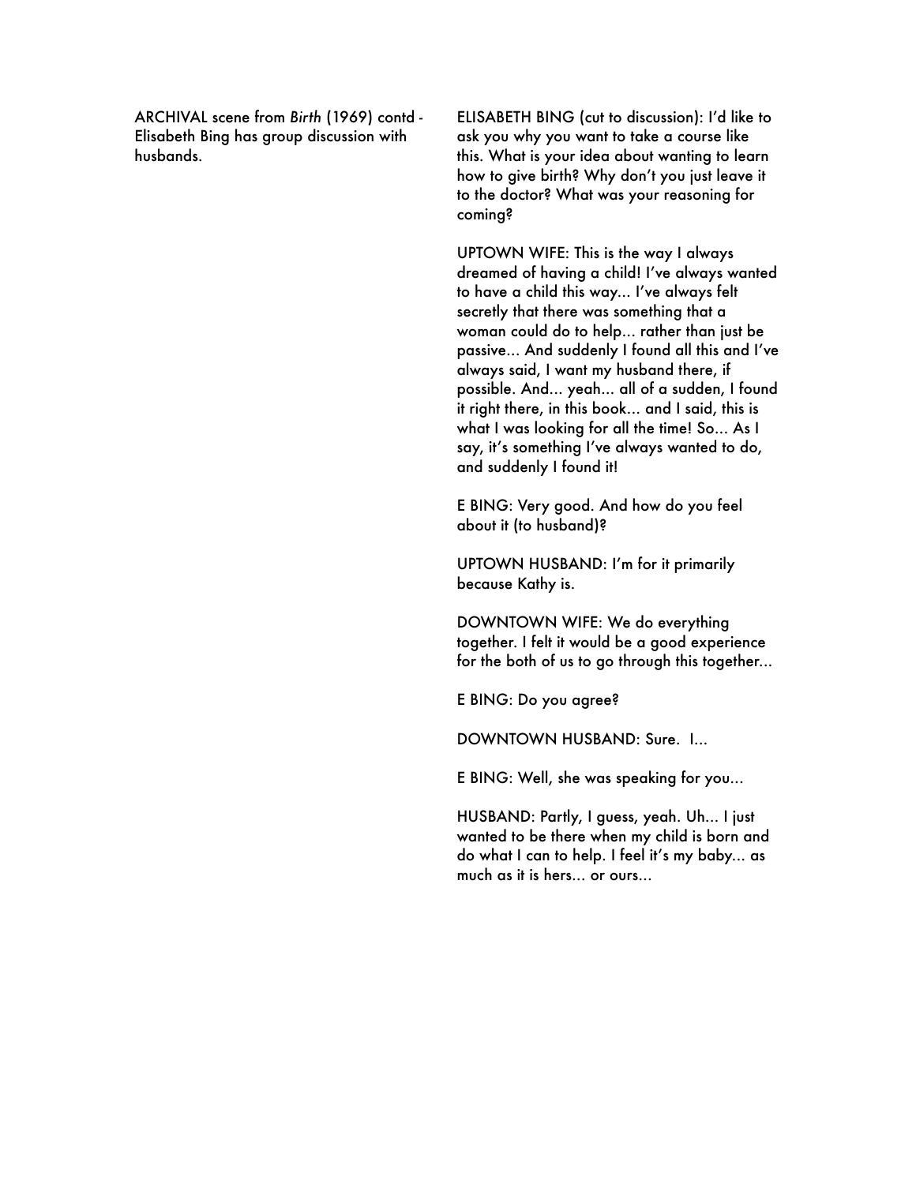ARCHIVAL scene from *Birth* (1969) contd - Elisabeth Bing has group discussion with husbands.

ELISABETH BING (cut to discussion): I'd like to ask you why you want to take a course like this. What is your idea about wanting to learn how to give birth? Why don't you just leave it to the doctor? What was your reasoning for coming?

UPTOWN WIFE: This is the way I always dreamed of having a child! I've always wanted to have a child this way... I've always felt secretly that there was something that a woman could do to help... rather than just be passive... And suddenly I found all this and I've always said, I want my husband there, if possible. And... yeah... all of a sudden, I found it right there, in this book... and I said, this is what I was looking for all the time! So... As I say, it's something I've always wanted to do, and suddenly I found it!

E BING: Very good. And how do you feel about it (to husband)?

UPTOWN HUSBAND: I'm for it primarily because Kathy is.

DOWNTOWN WIFE: We do everything together. I felt it would be a good experience for the both of us to go through this together...

E BING: Do you agree?

DOWNTOWN HUSBAND: Sure. I...

E BING: Well, she was speaking for you...

HUSBAND: Partly, I guess, yeah. Uh... I just wanted to be there when my child is born and do what I can to help. I feel it's my baby... as much as it is hers... or ours...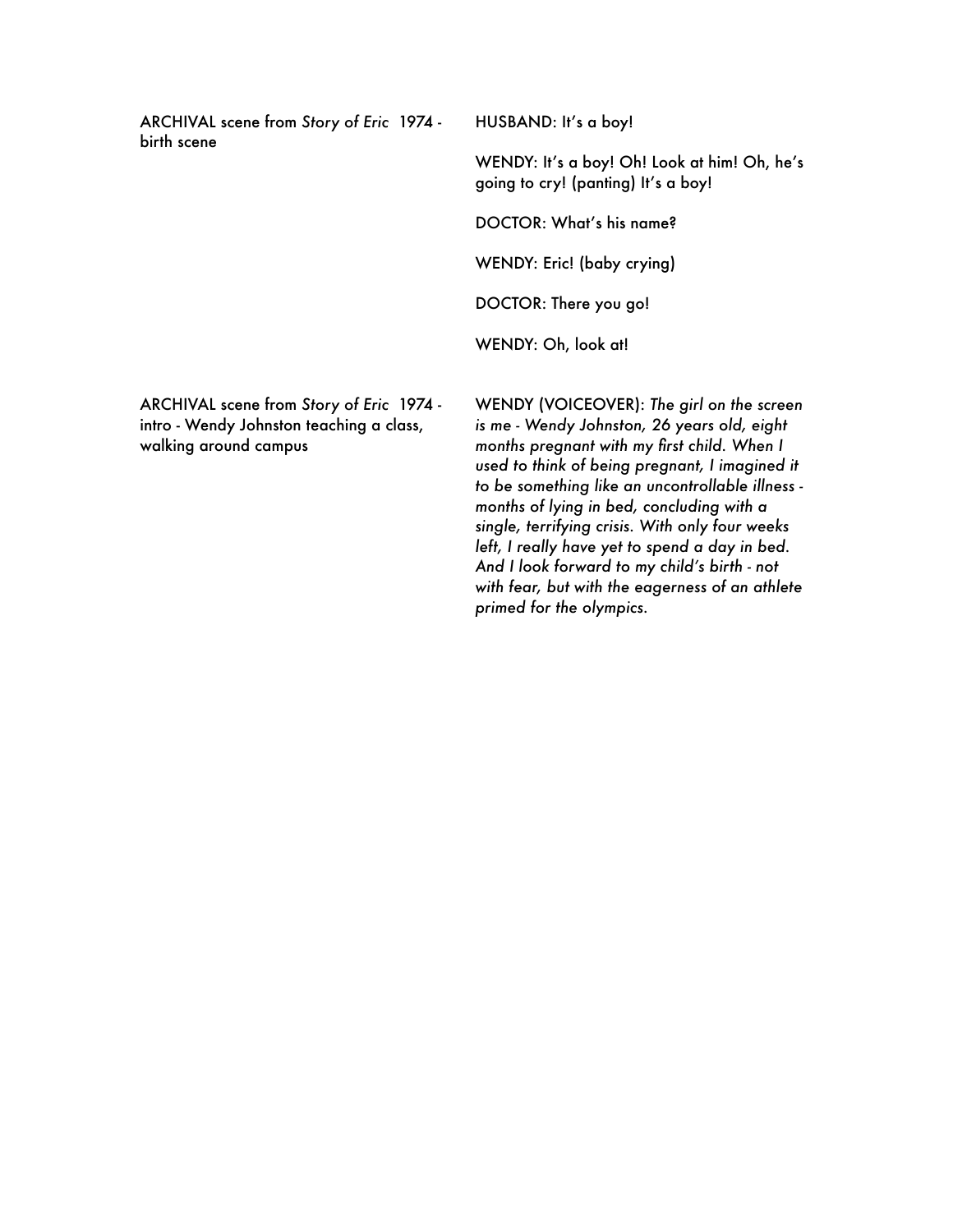| | |
|---|---|
| ARCHIVAL scene from *Story of Eric* 1974 - birth scene | HUSBAND: It's a boy!<br><br>WENDY: It's a boy! Oh! Look at him! Oh, he's going to cry! (panting) It's a boy!<br><br>DOCTOR: What's his name?<br><br>WENDY: Eric! (baby crying)<br><br>DOCTOR: There you go!<br><br>WENDY: Oh, look at! |
| ARCHIVAL scene from *Story of Eric* 1974 - intro - Wendy Johnston teaching a class, walking around campus | WENDY (VOICEOVER): *The girl on the screen is me - Wendy Johnston, 26 years old, eight months pregnant with my first child. When I used to think of being pregnant, I imagined it to be something like an uncontrollable illness - months of lying in bed, concluding with a single, terrifying crisis. With only four weeks left, I really have yet to spend a day in bed. And I look forward to my child's birth - not with fear, but with the eagerness of an athlete primed for the olympics.* |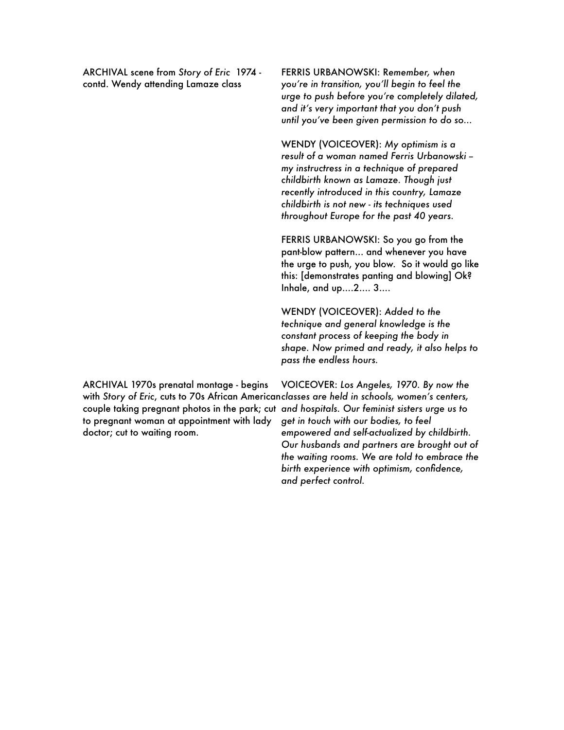| | |
|---|---|
| ARCHIVAL scene from *Story of Eric* 1974 - contd. Wendy attending Lamaze class | FERRIS URBANOWSKI: R*emember, when you're in transition, you'll begin to feel the urge to push before you're completely dilated, and it's very important that you don't push until you've been given permission to do so…*<br><br>WENDY (VOICEOVER): *My optimism is a result of a woman named Ferris Urbanowski – my instructress in a technique of prepared childbirth known as Lamaze. Though just recently introduced in this country, Lamaze childbirth is not new - its techniques used throughout Europe for the past 40 years.*<br><br>FERRIS URBANOWSKI: So you go from the pant-blow pattern… and whenever you have the urge to push, you blow. So it would go like this: [demonstrates panting and blowing] Ok? Inhale, and up….2…. 3….<br><br>WENDY (VOICEOVER): *Added to the technique and general knowledge is the constant process of keeping the body in shape. Now primed and ready, it also helps to pass the endless hours.* |
| ARCHIVAL 1970s prenatal montage - begins with *Story of Eric*, cuts to 70s African American couple taking pregnant photos in the park; cut to pregnant woman at appointment with lady doctor; cut to waiting room. | VOICEOVER: *Los Angeles, 1970. By now the classes are held in schools, women's centers, and hospitals. Our feminist sisters urge us to get in touch with our bodies, to feel empowered and self-actualized by childbirth. Our husbands and partners are brought out of the waiting rooms. We are told to embrace the birth experience with optimism, confidence, and perfect control.* |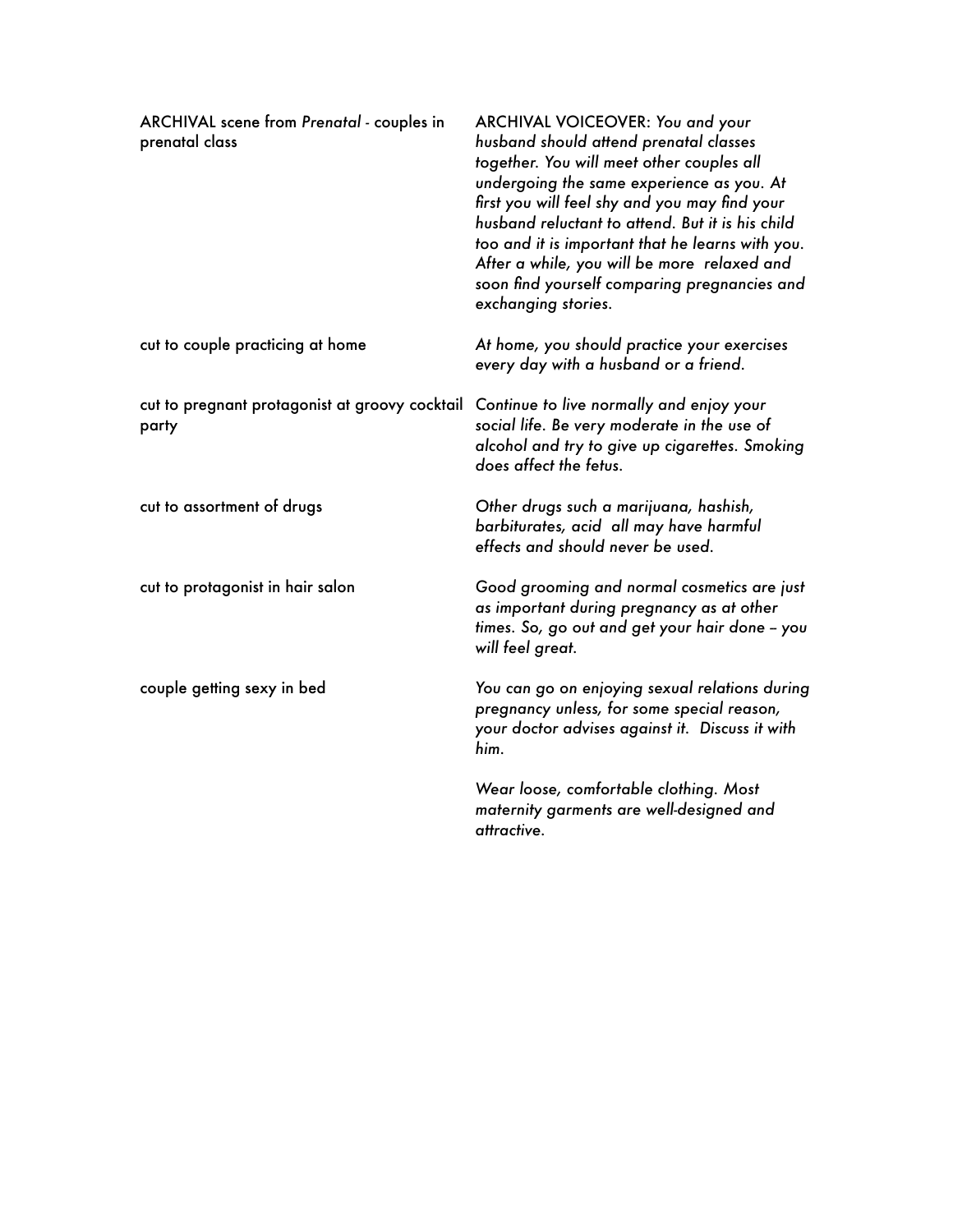| | |
|---|---|
| ARCHIVAL scene from *Prenatal* - couples in prenatal class | ARCHIVAL VOICEOVER: *You and your husband should attend prenatal classes together. You will meet other couples all undergoing the same experience as you. At first you will feel shy and you may find your husband reluctant to attend. But it is his child too and it is important that he learns with you. After a while, you will be more relaxed and soon find yourself comparing pregnancies and exchanging stories.* |
| cut to couple practicing at home | *At home, you should practice your exercises every day with a husband or a friend.* |
| cut to pregnant protagonist at groovy cocktail party | *Continue to live normally and enjoy your social life. Be very moderate in the use of alcohol and try to give up cigarettes. Smoking does affect the fetus.* |
| cut to assortment of drugs | *Other drugs such a marijuana, hashish, barbiturates, acid all may have harmful effects and should never be used.* |
| cut to protagonist in hair salon | *Good grooming and normal cosmetics are just as important during pregnancy as at other times. So, go out and get your hair done – you will feel great.* |
| couple getting sexy in bed | *You can go on enjoying sexual relations during pregnancy unless, for some special reason, your doctor advises against it. Discuss it with him.* |
| | *Wear loose, comfortable clothing. Most maternity garments are well-designed and attractive.* |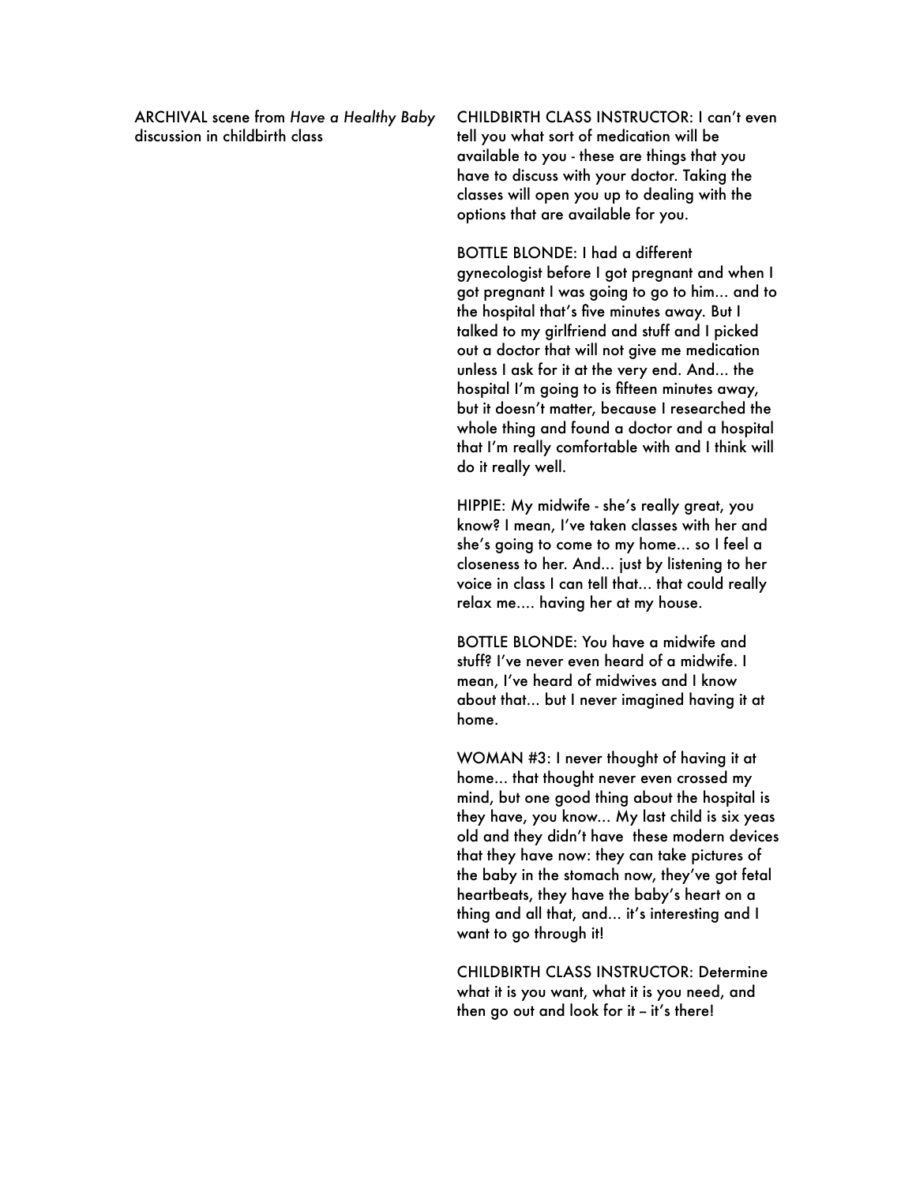ARCHIVAL scene from *Have a Healthy Baby* discussion in childbirth class

CHILDBIRTH CLASS INSTRUCTOR: I can't even tell you what sort of medication will be available to you - these are things that you have to discuss with your doctor. Taking the classes will open you up to dealing with the options that are available for you.

BOTTLE BLONDE: I had a different gynecologist before I got pregnant and when I got pregnant I was going to go to him... and to the hospital that's five minutes away. But I talked to my girlfriend and stuff and I picked out a doctor that will not give me medication unless I ask for it at the very end. And... the hospital I'm going to is fifteen minutes away, but it doesn't matter, because I researched the whole thing and found a doctor and a hospital that I'm really comfortable with and I think will do it really well.

HIPPIE: My midwife - she's really great, you know? I mean, I've taken classes with her and she's going to come to my home... so I feel a closeness to her. And... just by listening to her voice in class I can tell that... that could really relax me.... having her at my house.

BOTTLE BLONDE: You have a midwife and stuff? I've never even heard of a midwife. I mean, I've heard of midwives and I know about that... but I never imagined having it at home.

WOMAN #3: I never thought of having it at home... that thought never even crossed my mind, but one good thing about the hospital is they have, you know... My last child is six yeas old and they didn't have these modern devices that they have now: they can take pictures of the baby in the stomach now, they've got fetal heartbeats, they have the baby's heart on a thing and all that, and... it's interesting and I want to go through it!

CHILDBIRTH CLASS INSTRUCTOR: Determine what it is you want, what it is you need, and then go out and look for it – it's there!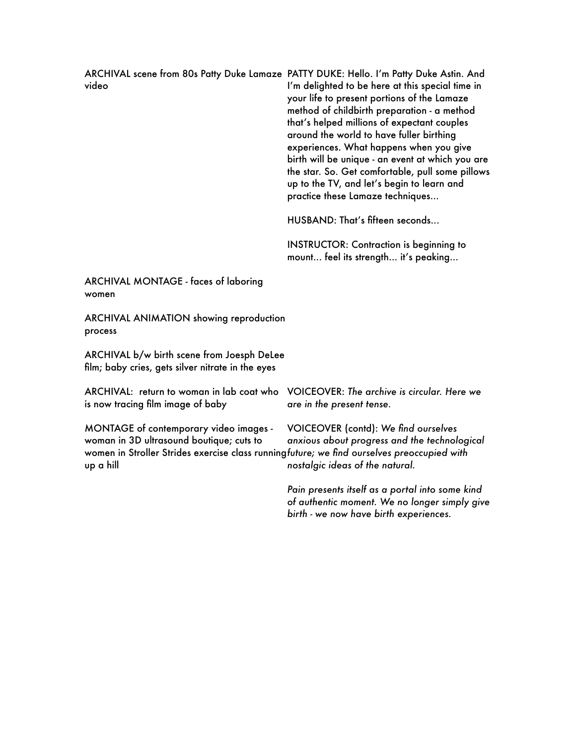| | |
|---|---|
| ARCHIVAL scene from 80s Patty Duke Lamaze video | PATTY DUKE: Hello. I'm Patty Duke Astin. And I'm delighted to be here at this special time in your life to present portions of the Lamaze method of childbirth preparation - a method that's helped millions of expectant couples around the world to have fuller birthing experiences. What happens when you give birth will be unique - an event at which you are the star. So. Get comfortable, pull some pillows up to the TV, and let's begin to learn and practice these Lamaze techniques...<br><br>HUSBAND: That's fifteen seconds...<br><br>INSTRUCTOR: Contraction is beginning to mount... feel its strength... it's peaking... |
| ARCHIVAL MONTAGE - faces of laboring women | |
| ARCHIVAL ANIMATION showing reproduction process | |
| ARCHIVAL b/w birth scene from Joesph DeLee film; baby cries, gets silver nitrate in the eyes | |
| ARCHIVAL: return to woman in lab coat who is now tracing film image of baby | VOICEOVER: *The archive is circular. Here we are in the present tense.* |
| MONTAGE of contemporary video images - woman in 3D ultrasound boutique; cuts to women in Stroller Strides exercise class running up a hill | VOICEOVER (contd): *We find ourselves anxious about progress and the technological future; we find ourselves preoccupied with nostalgic ideas of the natural.*<br><br>*Pain presents itself as a portal into some kind of authentic moment. We no longer simply give birth - we now have birth experiences.* |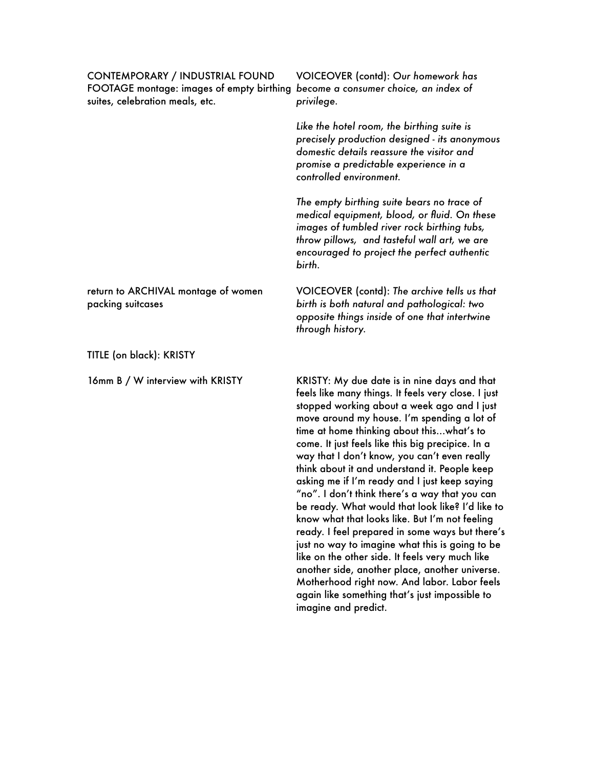| | |
|---|---|
| CONTEMPORARY / INDUSTRIAL FOUND FOOTAGE montage: images of empty birthing suites, celebration meals, etc. | VOICEOVER (contd): *Our homework has become a consumer choice, an index of privilege.*<br><br>*Like the hotel room, the birthing suite is precisely production designed - its anonymous domestic details reassure the visitor and promise a predictable experience in a controlled environment.*<br><br>*The empty birthing suite bears no trace of medical equipment, blood, or fluid. On these images of tumbled river rock birthing tubs, throw pillows, and tasteful wall art, we are encouraged to project the perfect authentic birth.* |
| return to ARCHIVAL montage of women packing suitcases | VOICEOVER (contd): *The archive tells us that birth is both natural and pathological: two opposite things inside of one that intertwine through history.* |
| TITLE (on black): KRISTY | |
| 16mm B / W interview with KRISTY | KRISTY: My due date is in nine days and that feels like many things. It feels very close. I just stopped working about a week ago and I just move around my house. I'm spending a lot of time at home thinking about this...what's to come. It just feels like this big precipice. In a way that I don't know, you can't even really think about it and understand it. People keep asking me if I'm ready and I just keep saying "no". I don't think there's a way that you can be ready. What would that look like? I'd like to know what that looks like. But I'm not feeling ready. I feel prepared in some ways but there's just no way to imagine what this is going to be like on the other side. It feels very much like another side, another place, another universe. Motherhood right now. And labor. Labor feels again like something that's just impossible to imagine and predict. |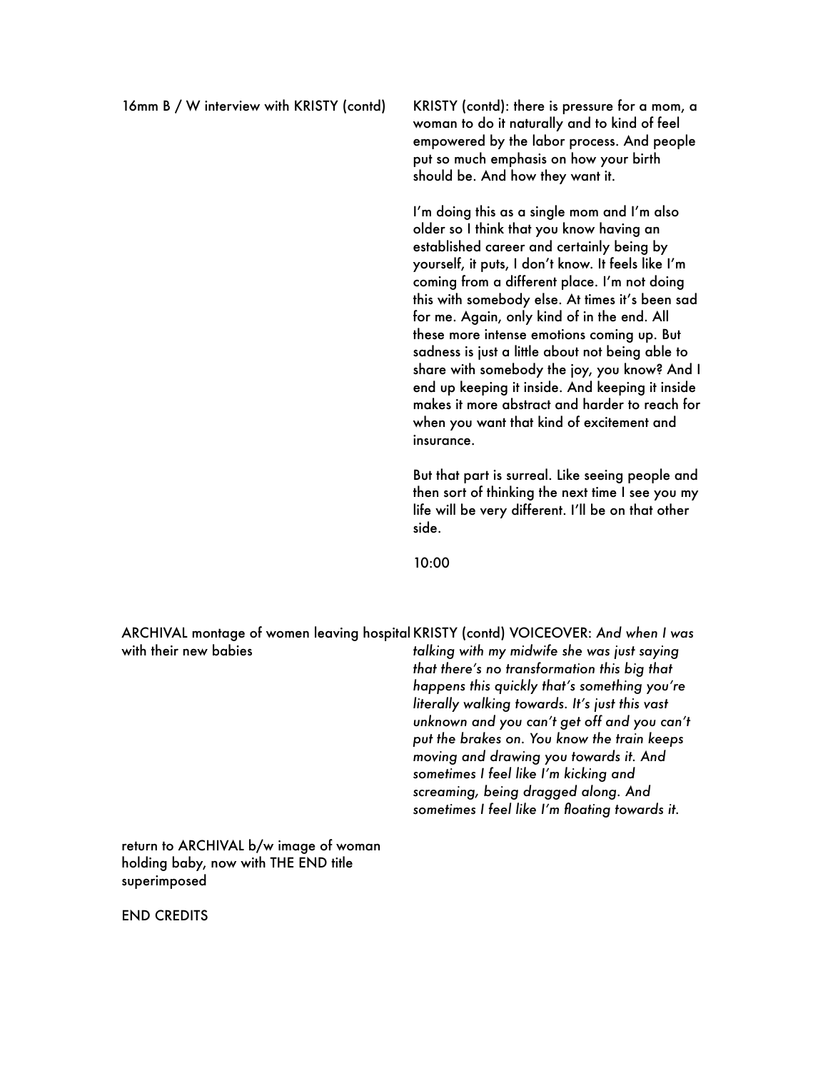| | |
|---|---|
| 16mm B / W interview with KRISTY (contd) | KRISTY (contd): there is pressure for a mom, a woman to do it naturally and to kind of feel empowered by the labor process. And people put so much emphasis on how your birth should be. And how they want it.<br><br>I'm doing this as a single mom and I'm also older so I think that you know having an established career and certainly being by yourself, it puts, I don't know. It feels like I'm coming from a different place. I'm not doing this with somebody else. At times it's been sad for me. Again, only kind of in the end. All these more intense emotions coming up. But sadness is just a little about not being able to share with somebody the joy, you know? And I end up keeping it inside. And keeping it inside makes it more abstract and harder to reach for when you want that kind of excitement and insurance.<br><br>But that part is surreal. Like seeing people and then sort of thinking the next time I see you my life will be very different. I'll be on that other side.<br><br>10:00 |
| ARCHIVAL montage of women leaving hospital with their new babies | KRISTY (contd) VOICEOVER: *And when I was talking with my midwife she was just saying that there's no transformation this big that happens this quickly that's something you're literally walking towards. It's just this vast unknown and you can't get off and you can't put the brakes on. You know the train keeps moving and drawing you towards it. And sometimes I feel like I'm kicking and screaming, being dragged along. And sometimes I feel like I'm floating towards it.* |
| return to ARCHIVAL b/w image of woman holding baby, now with THE END title superimposed | |
| END CREDITS | |